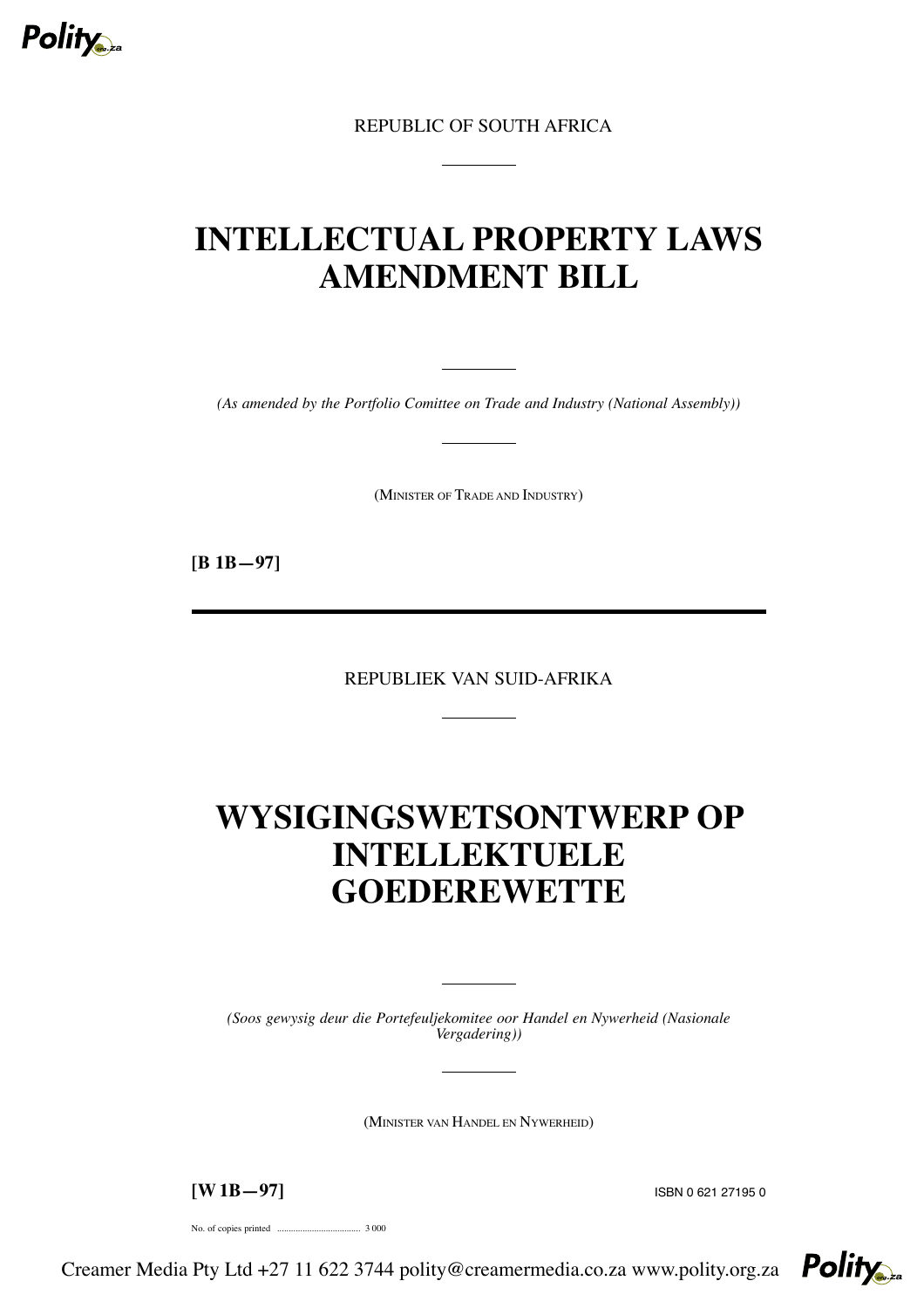REPUBLIC OF SOUTH AFRICA

# INTELLECTUAL PROPERTY LAWS AMENDMENT BILL

*(As amended by the Portfolio Comittee on Trade and Industry (National Assembly))*

(MINISTER OF TRADE AND INDUSTRY)

**[B 1B—97]**

---

REPUBLIEK VAN SUID-AFRIKA

# WYSIGINGSWETSONTWERP OP INTELLEKTUELE GOEDEREWETTE

*(Soos gewysig deur die Portefeuljekomitee oor Handel en Nywerheid (Nasionale Vergadering))*

(MINISTER VAN HANDEL EN NYWERHEID)

**[W 1B—97]**

ISBN 0 621 27195 0

No. of copies printed .................................... 3 000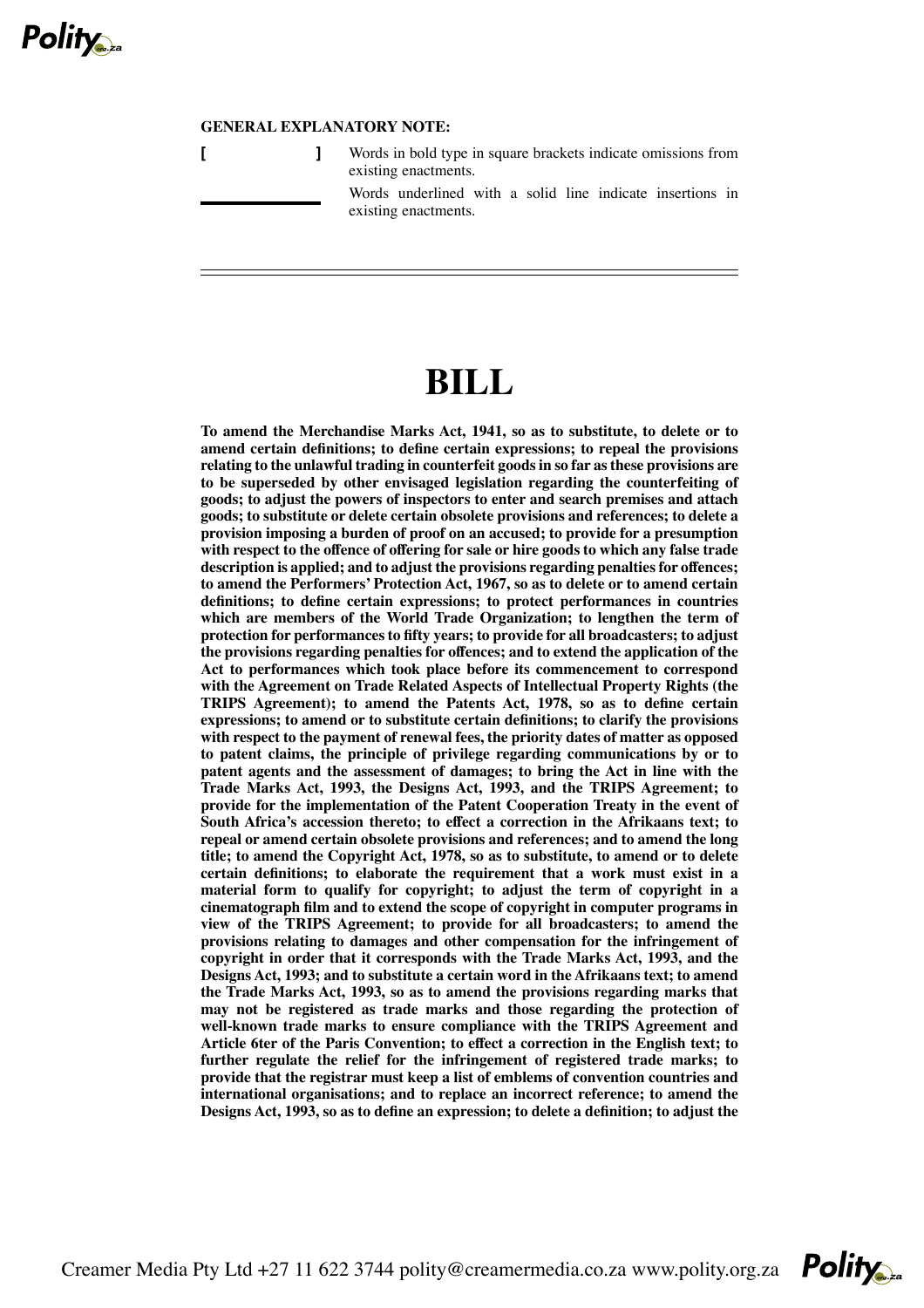**GENERAL EXPLANATORY NOTE:**

[ ] Words in bold type in square brackets indicate omissions from existing enactments.

\_\_\_\_\_\_\_\_ Words underlined with a solid line indicate insertions in existing enactments.

---

# BILL

**To amend the Merchandise Marks Act, 1941, so as to substitute, to delete or to amend certain definitions; to define certain expressions; to repeal the provisions relating to the unlawful trading in counterfeit goods in so far as these provisions are to be superseded by other envisaged legislation regarding the counterfeiting of goods; to adjust the powers of inspectors to enter and search premises and attach goods; to substitute or delete certain obsolete provisions and references; to delete a provision imposing a burden of proof on an accused; to provide for a presumption with respect to the offence of offering for sale or hire goods to which any false trade description is applied; and to adjust the provisions regarding penalties for offences; to amend the Performers' Protection Act, 1967, so as to delete or to amend certain definitions; to define certain expressions; to protect performances in countries which are members of the World Trade Organization; to lengthen the term of protection for performances to fifty years; to provide for all broadcasters; to adjust the provisions regarding penalties for offences; and to extend the application of the Act to performances which took place before its commencement to correspond with the Agreement on Trade Related Aspects of Intellectual Property Rights (the TRIPS Agreement); to amend the Patents Act, 1978, so as to define certain expressions; to amend or to substitute certain definitions; to clarify the provisions with respect to the payment of renewal fees, the priority dates of matter as opposed to patent claims, the principle of privilege regarding communications by or to patent agents and the assessment of damages; to bring the Act in line with the Trade Marks Act, 1993, the Designs Act, 1993, and the TRIPS Agreement; to provide for the implementation of the Patent Cooperation Treaty in the event of South Africa's accession thereto; to effect a correction in the Afrikaans text; to repeal or amend certain obsolete provisions and references; and to amend the long title; to amend the Copyright Act, 1978, so as to substitute, to amend or to delete certain definitions; to elaborate the requirement that a work must exist in a material form to qualify for copyright; to adjust the term of copyright in a cinematograph film and to extend the scope of copyright in computer programs in view of the TRIPS Agreement; to provide for all broadcasters; to amend the provisions relating to damages and other compensation for the infringement of copyright in order that it corresponds with the Trade Marks Act, 1993, and the Designs Act, 1993; and to substitute a certain word in the Afrikaans text; to amend the Trade Marks Act, 1993, so as to amend the provisions regarding marks that may not be registered as trade marks and those regarding the protection of well-known trade marks to ensure compliance with the TRIPS Agreement and Article 6ter of the Paris Convention; to effect a correction in the English text; to further regulate the relief for the infringement of registered trade marks; to provide that the registrar must keep a list of emblems of convention countries and international organisations; and to replace an incorrect reference; to amend the Designs Act, 1993, so as to define an expression; to delete a definition; to adjust the**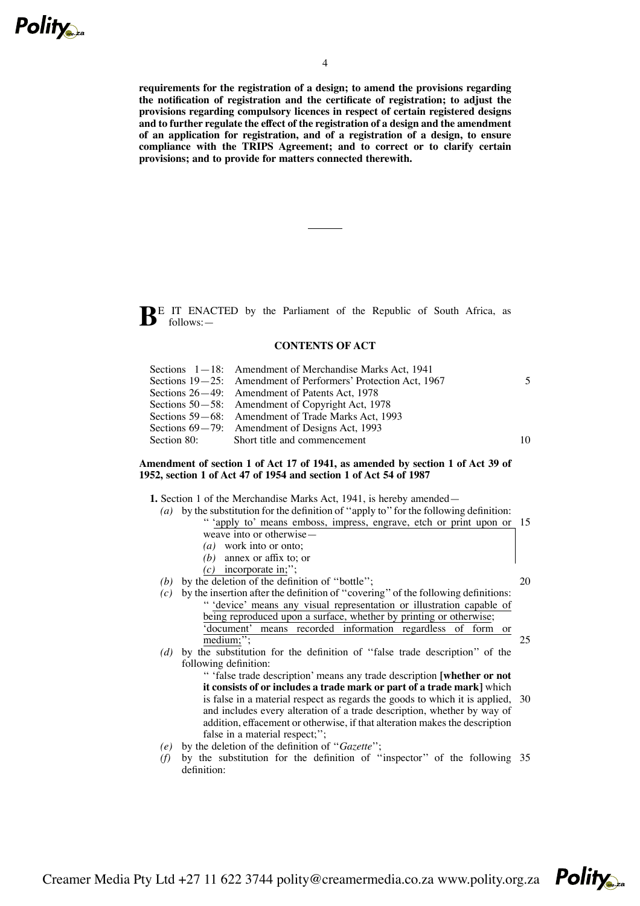**requirements for the registration of a design; to amend the provisions regarding the notification of registration and the certificate of registration; to adjust the provisions regarding compulsory licences in respect of certain registered designs and to further regulate the effect of the registration of a design and the amendment of an application for registration, and of a registration of a design, to ensure compliance with the TRIPS Agreement; and to correct or to clarify certain provisions; and to provide for matters connected therewith.**

---

BE IT ENACTED by the Parliament of the Republic of South Africa, as follows:—

**CONTENTS OF ACT**

| | |
|---|---|
| Sections 1—18: | Amendment of Merchandise Marks Act, 1941 |
| Sections 19—25: | Amendment of Performers' Protection Act, 1967 |
| Sections 26—49: | Amendment of Patents Act, 1978 |
| Sections 50—58: | Amendment of Copyright Act, 1978 |
| Sections 59—68: | Amendment of Trade Marks Act, 1993 |
| Sections 69—79: | Amendment of Designs Act, 1993 |
| Section 80: | Short title and commencement |

**Amendment of section 1 of Act 17 of 1941, as amended by section 1 of Act 39 of 1952, section 1 of Act 47 of 1954 and section 1 of Act 54 of 1987**

**1.** Section 1 of the Merchandise Marks Act, 1941, is hereby amended—

*(a)* by the substitution for the definition of ''apply to'' for the following definition:

'' 'apply to' means emboss, impress, engrave, etch or print upon or weave into or otherwise—

*(a)* work into or onto;

*(b)* annex or affix to; or

*(c)* incorporate in;'';

*(b)* by the deletion of the definition of ''bottle'';

*(c)* by the insertion after the definition of ''covering'' of the following definitions:

'' 'device' means any visual representation or illustration capable of being reproduced upon a surface, whether by printing or otherwise;

'document' means recorded information regardless of form or medium;'';

*(d)* by the substitution for the definition of ''false trade description'' of the following definition:

'' 'false trade description' means any trade description **[whether or not it consists of or includes a trade mark or part of a trade mark]** which is false in a material respect as regards the goods to which it is applied, and includes every alteration of a trade description, whether by way of addition, effacement or otherwise, if that alteration makes the description false in a material respect;'';

*(e)* by the deletion of the definition of ''*Gazette*'';

*(f)* by the substitution for the definition of ''inspector'' of the following definition: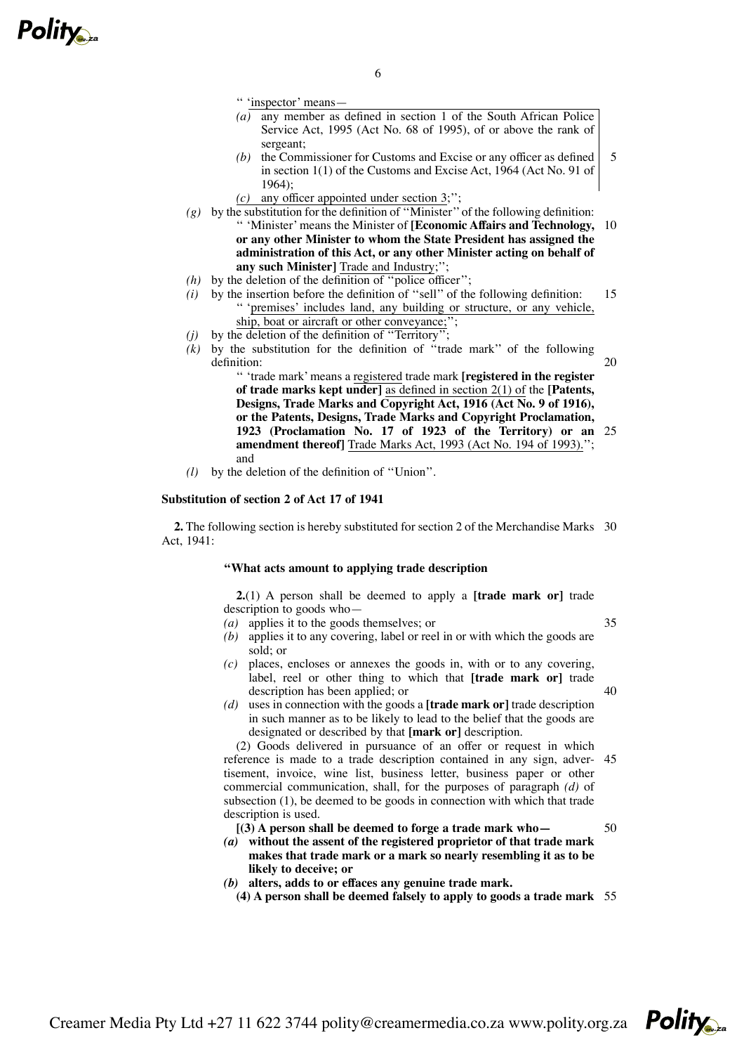"'inspector' means—

*(a)* any member as defined in section 1 of the South African Police Service Act, 1995 (Act No. 68 of 1995), of or above the rank of sergeant;

*(b)* the Commissioner for Customs and Excise or any officer as defined in section 1(1) of the Customs and Excise Act, 1964 (Act No. 91 of 1964);

*(c)* any officer appointed under section 3;";

*(g)* by the substitution for the definition of "Minister" of the following definition:

"'Minister' means the Minister of **[Economic Affairs and Technology, or any other Minister to whom the State President has assigned the administration of this Act, or any other Minister acting on behalf of any such Minister]** Trade and Industry;";

*(h)* by the deletion of the definition of "police officer";

*(i)* by the insertion before the definition of "sell" of the following definition:

"'premises' includes land, any building or structure, or any vehicle, ship, boat or aircraft or other conveyance;";

*(j)* by the deletion of the definition of "Territory";

*(k)* by the substitution for the definition of "trade mark" of the following definition:

"'trade mark' means a registered trade mark **[registered in the register of trade marks kept under]** as defined in section 2(1) of the **[Patents, Designs, Trade Marks and Copyright Act, 1916 (Act No. 9 of 1916), or the Patents, Designs, Trade Marks and Copyright Proclamation, 1923 (Proclamation No. 17 of 1923 of the Territory) or an amendment thereof]** Trade Marks Act, 1993 (Act No. 194 of 1993)."; and

*(l)* by the deletion of the definition of "Union".

**Substitution of section 2 of Act 17 of 1941**

**2.** The following section is hereby substituted for section 2 of the Merchandise Marks Act, 1941:

**"What acts amount to applying trade description**

**2.**(1) A person shall be deemed to apply a **[trade mark or]** trade description to goods who—

*(a)* applies it to the goods themselves; or

*(b)* applies it to any covering, label or reel in or with which the goods are sold; or

*(c)* places, encloses or annexes the goods in, with or to any covering, label, reel or other thing to which that **[trade mark or]** trade description has been applied; or

*(d)* uses in connection with the goods a **[trade mark or]** trade description in such manner as to be likely to lead to the belief that the goods are designated or described by that **[mark or]** description.

(2) Goods delivered in pursuance of an offer or request in which reference is made to a trade description contained in any sign, advertisement, invoice, wine list, business letter, business paper or other commercial communication, shall, for the purposes of paragraph *(d)* of subsection (1), be deemed to be goods in connection with which that trade description is used.

**[(3) A person shall be deemed to forge a trade mark who—**

***(a)* without the assent of the registered proprietor of that trade mark makes that trade mark or a mark so nearly resembling it as to be likely to deceive; or**

***(b)* alters, adds to or effaces any genuine trade mark.**

**(4) A person shall be deemed falsely to apply to goods a trade mark**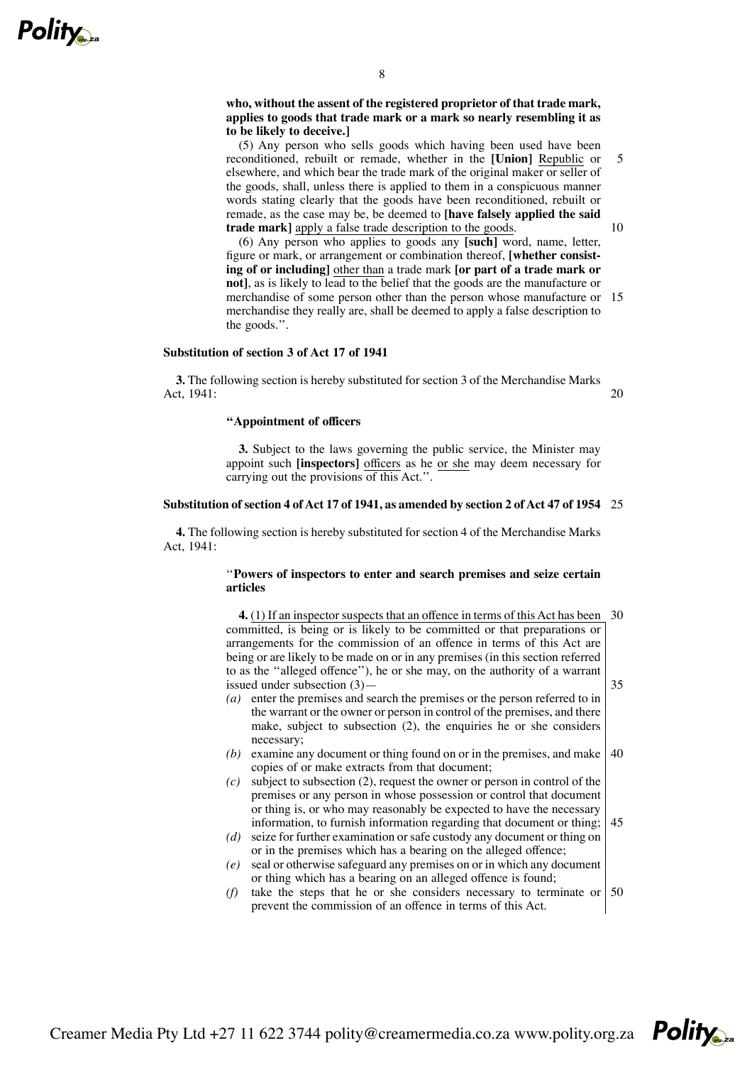**who, without the assent of the registered proprietor of that trade mark, applies to goods that trade mark or a mark so nearly resembling it as to be likely to deceive.]**

(5) Any person who sells goods which having been used have been reconditioned, rebuilt or remade, whether in the **[Union]** <u>Republic</u> or elsewhere, and which bear the trade mark of the original maker or seller of the goods, shall, unless there is applied to them in a conspicuous manner words stating clearly that the goods have been reconditioned, rebuilt or remade, as the case may be, be deemed to **[have falsely applied the said trade mark]** <u>apply a false trade description to the goods</u>.

(6) Any person who applies to goods any **[such]** word, name, letter, figure or mark, or arrangement or combination thereof, **[whether consisting of or including]** <u>other than</u> a trade mark **[or part of a trade mark or not]**, as is likely to lead to the belief that the goods are the manufacture or merchandise of some person other than the person whose manufacture or merchandise they really are, shall be deemed to apply a false description to the goods.''.

**Substitution of section 3 of Act 17 of 1941**

**3.** The following section is hereby substituted for section 3 of the Merchandise Marks Act, 1941:

**''Appointment of officers**

**3.** Subject to the laws governing the public service, the Minister may appoint such **[inspectors]** <u>officers</u> as he <u>or she</u> may deem necessary for carrying out the provisions of this Act.''.

**Substitution of section 4 of Act 17 of 1941, as amended by section 2 of Act 47 of 1954**

**4.** The following section is hereby substituted for section 4 of the Merchandise Marks Act, 1941:

''**Powers of inspectors to enter and search premises and seize certain articles**

**4.** <u>(1) If an inspector suspects that an offence in terms of this Act has been committed, is being or is likely to be committed or that preparations or arrangements for the commission of an offence in terms of this Act are being or are likely to be made on or in any premises (in this section referred to as the ''alleged offence''), he or she may, on the authority of a warrant issued under subsection (3)—</u>

*(a)* enter the premises and search the premises or the person referred to in the warrant or the owner or person in control of the premises, and there make, subject to subsection (2), the enquiries he or she considers necessary;

*(b)* examine any document or thing found on or in the premises, and make copies of or make extracts from that document;

*(c)* subject to subsection (2), request the owner or person in control of the premises or any person in whose possession or control that document or thing is, or who may reasonably be expected to have the necessary information, to furnish information regarding that document or thing;

*(d)* seize for further examination or safe custody any document or thing on or in the premises which has a bearing on the alleged offence;

*(e)* seal or otherwise safeguard any premises on or in which any document or thing which has a bearing on an alleged offence is found;

*(f)* take the steps that he or she considers necessary to terminate or prevent the commission of an offence in terms of this Act.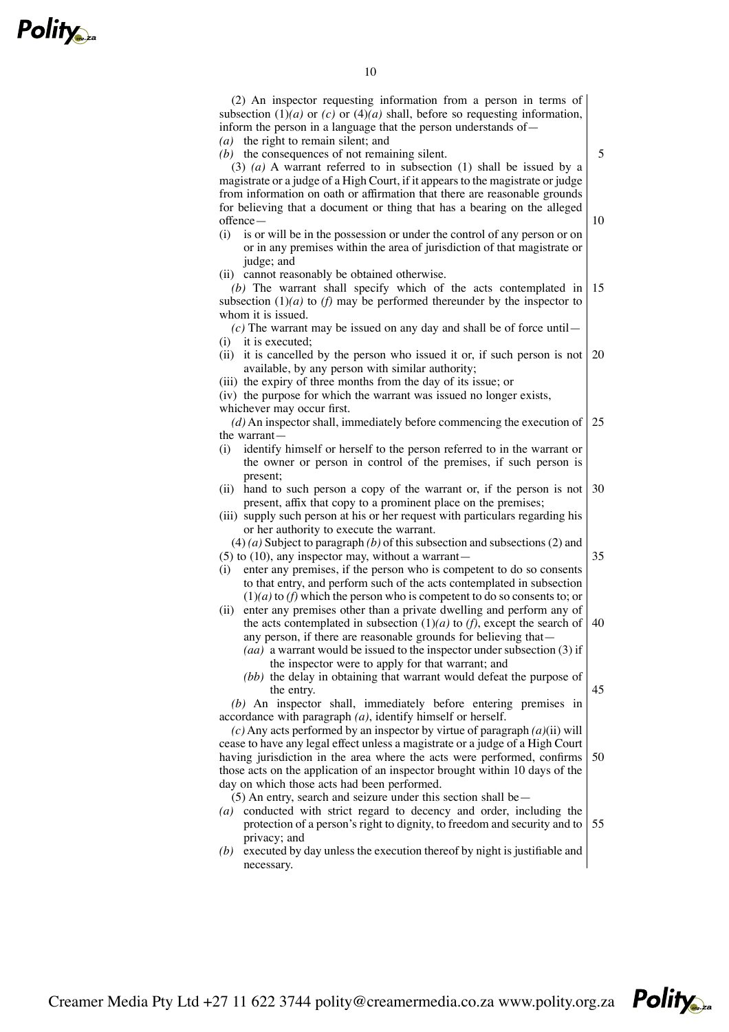(2) An inspector requesting information from a person in terms of subsection (1)*(a)* or *(c)* or (4)*(a)* shall, before so requesting information, inform the person in a language that the person understands of—

*(a)* the right to remain silent; and

*(b)* the consequences of not remaining silent.

(3) *(a)* A warrant referred to in subsection (1) shall be issued by a magistrate or a judge of a High Court, if it appears to the magistrate or judge from information on oath or affirmation that there are reasonable grounds for believing that a document or thing that has a bearing on the alleged offence—

(i) is or will be in the possession or under the control of any person or on or in any premises within the area of jurisdiction of that magistrate or judge; and

(ii) cannot reasonably be obtained otherwise.

*(b)* The warrant shall specify which of the acts contemplated in subsection (1)*(a)* to *(f)* may be performed thereunder by the inspector to whom it is issued.

*(c)* The warrant may be issued on any day and shall be of force until—

(i) it is executed;

(ii) it is cancelled by the person who issued it or, if such person is not available, by any person with similar authority;

(iii) the expiry of three months from the day of its issue; or

(iv) the purpose for which the warrant was issued no longer exists,

whichever may occur first.

*(d)* An inspector shall, immediately before commencing the execution of the warrant—

(i) identify himself or herself to the person referred to in the warrant or the owner or person in control of the premises, if such person is present;

(ii) hand to such person a copy of the warrant or, if the person is not present, affix that copy to a prominent place on the premises;

(iii) supply such person at his or her request with particulars regarding his or her authority to execute the warrant.

(4) *(a)* Subject to paragraph *(b)* of this subsection and subsections (2) and (5) to (10), any inspector may, without a warrant—

(i) enter any premises, if the person who is competent to do so consents to that entry, and perform such of the acts contemplated in subsection (1)*(a)* to *(f)* which the person who is competent to do so consents to; or

(ii) enter any premises other than a private dwelling and perform any of the acts contemplated in subsection (1)*(a)* to *(f)*, except the search of any person, if there are reasonable grounds for believing that—

*(aa)* a warrant would be issued to the inspector under subsection (3) if the inspector were to apply for that warrant; and

*(bb)* the delay in obtaining that warrant would defeat the purpose of the entry.

*(b)* An inspector shall, immediately before entering premises in accordance with paragraph *(a)*, identify himself or herself.

*(c)* Any acts performed by an inspector by virtue of paragraph *(a)*(ii) will cease to have any legal effect unless a magistrate or a judge of a High Court having jurisdiction in the area where the acts were performed, confirms those acts on the application of an inspector brought within 10 days of the day on which those acts had been performed.

(5) An entry, search and seizure under this section shall be—

*(a)* conducted with strict regard to decency and order, including the protection of a person's right to dignity, to freedom and security and to privacy; and

*(b)* executed by day unless the execution thereof by night is justifiable and necessary.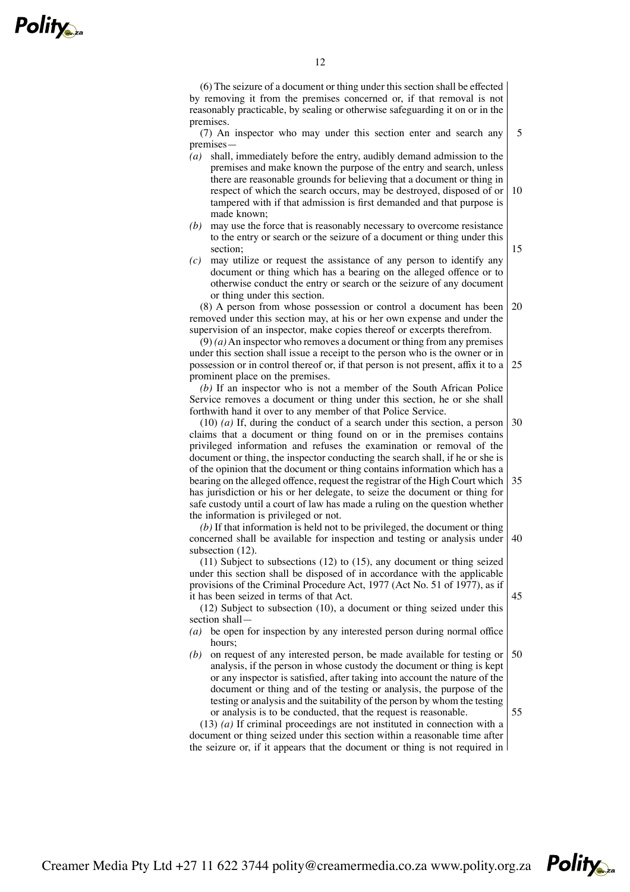(6) The seizure of a document or thing under this section shall be effected by removing it from the premises concerned or, if that removal is not reasonably practicable, by sealing or otherwise safeguarding it on or in the premises.

(7) An inspector who may under this section enter and search any premises—

*(a)* shall, immediately before the entry, audibly demand admission to the premises and make known the purpose of the entry and search, unless there are reasonable grounds for believing that a document or thing in respect of which the search occurs, may be destroyed, disposed of or tampered with if that admission is first demanded and that purpose is made known;

*(b)* may use the force that is reasonably necessary to overcome resistance to the entry or search or the seizure of a document or thing under this section;

*(c)* may utilize or request the assistance of any person to identify any document or thing which has a bearing on the alleged offence or to otherwise conduct the entry or search or the seizure of any document or thing under this section.

(8) A person from whose possession or control a document has been removed under this section may, at his or her own expense and under the supervision of an inspector, make copies thereof or excerpts therefrom.

(9) *(a)* An inspector who removes a document or thing from any premises under this section shall issue a receipt to the person who is the owner or in possession or in control thereof or, if that person is not present, affix it to a prominent place on the premises.

*(b)* If an inspector who is not a member of the South African Police Service removes a document or thing under this section, he or she shall forthwith hand it over to any member of that Police Service.

(10) *(a)* If, during the conduct of a search under this section, a person claims that a document or thing found on or in the premises contains privileged information and refuses the examination or removal of the document or thing, the inspector conducting the search shall, if he or she is of the opinion that the document or thing contains information which has a bearing on the alleged offence, request the registrar of the High Court which has jurisdiction or his or her delegate, to seize the document or thing for safe custody until a court of law has made a ruling on the question whether the information is privileged or not.

*(b)* If that information is held not to be privileged, the document or thing concerned shall be available for inspection and testing or analysis under subsection (12).

(11) Subject to subsections (12) to (15), any document or thing seized under this section shall be disposed of in accordance with the applicable provisions of the Criminal Procedure Act, 1977 (Act No. 51 of 1977), as if it has been seized in terms of that Act.

(12) Subject to subsection (10), a document or thing seized under this section shall—

*(a)* be open for inspection by any interested person during normal office hours;

*(b)* on request of any interested person, be made available for testing or analysis, if the person in whose custody the document or thing is kept or any inspector is satisfied, after taking into account the nature of the document or thing and of the testing or analysis, the purpose of the testing or analysis and the suitability of the person by whom the testing or analysis is to be conducted, that the request is reasonable.

(13) *(a)* If criminal proceedings are not instituted in connection with a document or thing seized under this section within a reasonable time after the seizure or, if it appears that the document or thing is not required in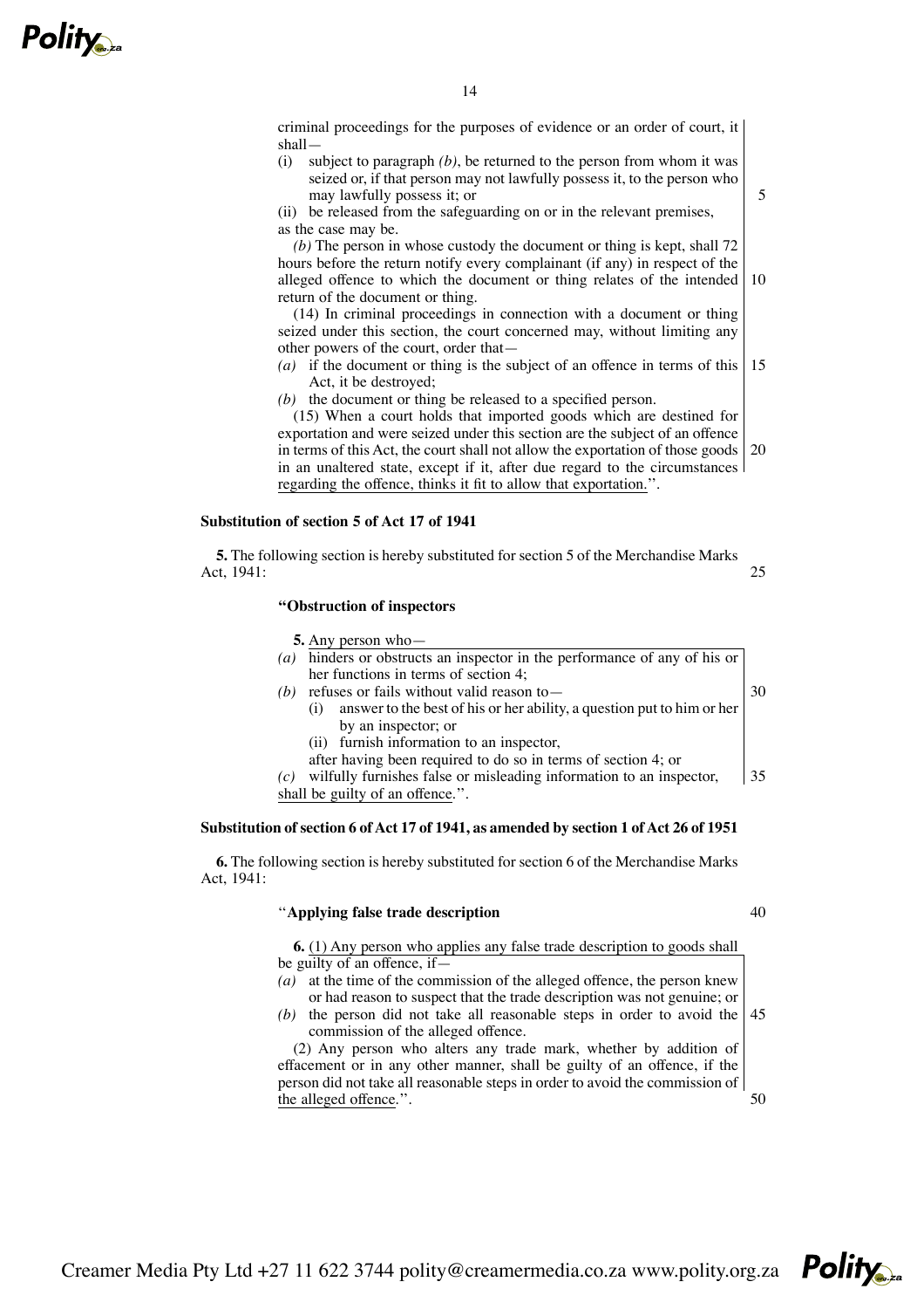criminal proceedings for the purposes of evidence or an order of court, it shall—

(i) subject to paragraph *(b)*, be returned to the person from whom it was seized or, if that person may not lawfully possess it, to the person who may lawfully possess it; or

(ii) be released from the safeguarding on or in the relevant premises,

as the case may be.

*(b)* The person in whose custody the document or thing is kept, shall 72 hours before the return notify every complainant (if any) in respect of the alleged offence to which the document or thing relates of the intended return of the document or thing.

(14) In criminal proceedings in connection with a document or thing seized under this section, the court concerned may, without limiting any other powers of the court, order that—

*(a)* if the document or thing is the subject of an offence in terms of this Act, it be destroyed;

*(b)* the document or thing be released to a specified person.

(15) When a court holds that imported goods which are destined for exportation and were seized under this section are the subject of an offence in terms of this Act, the court shall not allow the exportation of those goods in an unaltered state, except if it, after due regard to the circumstances regarding the offence, thinks it fit to allow that exportation.''.

**Substitution of section 5 of Act 17 of 1941**

**5.** The following section is hereby substituted for section 5 of the Merchandise Marks Act, 1941:

**''Obstruction of inspectors**

**5.** Any person who—

*(a)* hinders or obstructs an inspector in the performance of any of his or her functions in terms of section 4;

*(b)* refuses or fails without valid reason to—

(i) answer to the best of his or her ability, a question put to him or her by an inspector; or

(ii) furnish information to an inspector,

after having been required to do so in terms of section 4; or

*(c)* wilfully furnishes false or misleading information to an inspector,

shall be guilty of an offence.''.

**Substitution of section 6 of Act 17 of 1941, as amended by section 1 of Act 26 of 1951**

**6.** The following section is hereby substituted for section 6 of the Merchandise Marks Act, 1941:

''**Applying false trade description**

**6.** (1) Any person who applies any false trade description to goods shall be guilty of an offence, if—

*(a)* at the time of the commission of the alleged offence, the person knew or had reason to suspect that the trade description was not genuine; or

*(b)* the person did not take all reasonable steps in order to avoid the commission of the alleged offence.

(2) Any person who alters any trade mark, whether by addition of effacement or in any other manner, shall be guilty of an offence, if the person did not take all reasonable steps in order to avoid the commission of the alleged offence.''.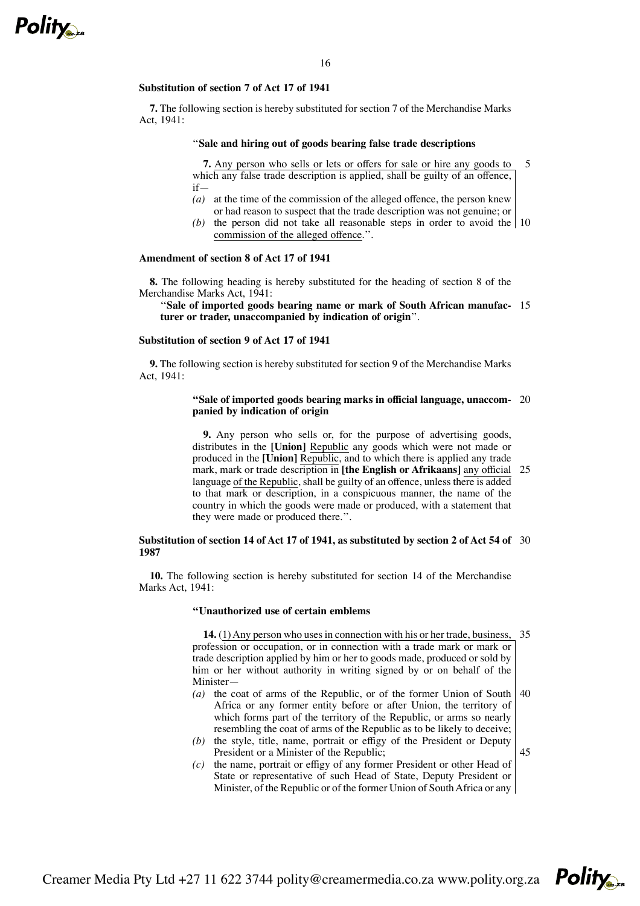**Substitution of section 7 of Act 17 of 1941**

**7.** The following section is hereby substituted for section 7 of the Merchandise Marks Act, 1941:

> ''**Sale and hiring out of goods bearing false trade descriptions**
>
> **7.** Any person who sells or lets or offers for sale or hire any goods to which any false trade description is applied, shall be guilty of an offence, if—
>
> *(a)* at the time of the commission of the alleged offence, the person knew or had reason to suspect that the trade description was not genuine; or
>
> *(b)* the person did not take all reasonable steps in order to avoid the commission of the alleged offence.''.

**Amendment of section 8 of Act 17 of 1941**

**8.** The following heading is hereby substituted for the heading of section 8 of the Merchandise Marks Act, 1941:

> ''**Sale of imported goods bearing name or mark of South African manufacturer or trader, unaccompanied by indication of origin**''.

**Substitution of section 9 of Act 17 of 1941**

**9.** The following section is hereby substituted for section 9 of the Merchandise Marks Act, 1941:

> **''Sale of imported goods bearing marks in official language, unaccompanied by indication of origin**
>
> **9.** Any person who sells or, for the purpose of advertising goods, distributes in the **[Union]** Republic any goods which were not made or produced in the **[Union]** Republic, and to which there is applied any trade mark, mark or trade description in **[the English or Afrikaans]** any official language of the Republic, shall be guilty of an offence, unless there is added to that mark or description, in a conspicuous manner, the name of the country in which the goods were made or produced, with a statement that they were made or produced there.''.

**Substitution of section 14 of Act 17 of 1941, as substituted by section 2 of Act 54 of 1987**

**10.** The following section is hereby substituted for section 14 of the Merchandise Marks Act, 1941:

> **''Unauthorized use of certain emblems**
>
> **14.** (1) Any person who uses in connection with his or her trade, business, profession or occupation, or in connection with a trade mark or mark or trade description applied by him or her to goods made, produced or sold by him or her without authority in writing signed by or on behalf of the Minister—
>
> *(a)* the coat of arms of the Republic, or of the former Union of South Africa or any former entity before or after Union, the territory of which forms part of the territory of the Republic, or arms so nearly resembling the coat of arms of the Republic as to be likely to deceive;
>
> *(b)* the style, title, name, portrait or effigy of the President or Deputy President or a Minister of the Republic;
>
> *(c)* the name, portrait or effigy of any former President or other Head of State or representative of such Head of State, Deputy President or Minister, of the Republic or of the former Union of South Africa or any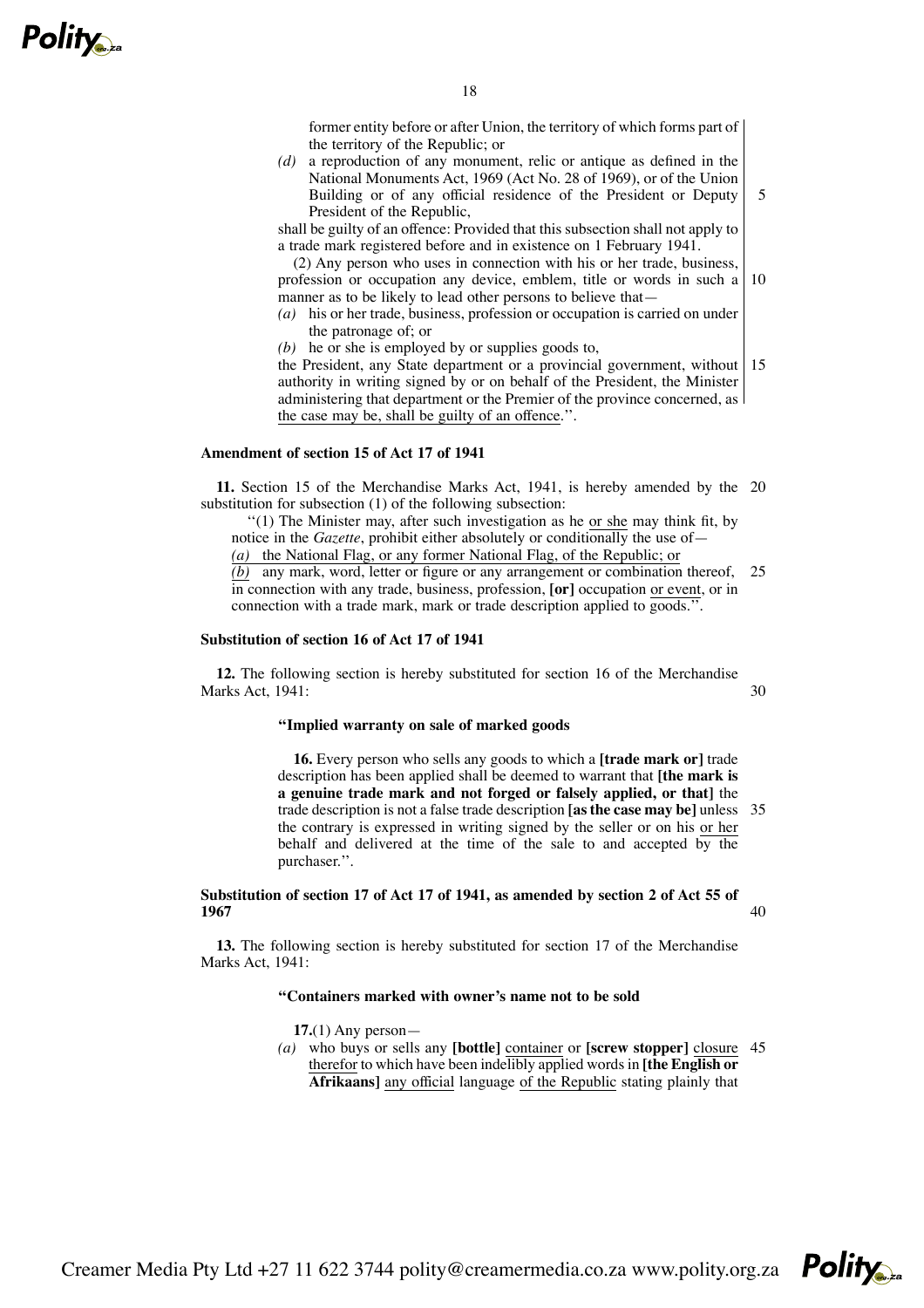former entity before or after Union, the territory of which forms part of the territory of the Republic; or

*(d)* a reproduction of any monument, relic or antique as defined in the National Monuments Act, 1969 (Act No. 28 of 1969), or of the Union Building or of any official residence of the President or Deputy President of the Republic,

shall be guilty of an offence: Provided that this subsection shall not apply to a trade mark registered before and in existence on 1 February 1941.

(2) Any person who uses in connection with his or her trade, business, profession or occupation any device, emblem, title or words in such a manner as to be likely to lead other persons to believe that—

*(a)* his or her trade, business, profession or occupation is carried on under the patronage of; or

*(b)* he or she is employed by or supplies goods to,

the President, any State department or a provincial government, without authority in writing signed by or on behalf of the President, the Minister administering that department or the Premier of the province concerned, as the case may be, shall be guilty of an offence.''.

**Amendment of section 15 of Act 17 of 1941**

**11.** Section 15 of the Merchandise Marks Act, 1941, is hereby amended by the substitution for subsection (1) of the following subsection:

''(1) The Minister may, after such investigation as he or she may think fit, by notice in the *Gazette*, prohibit either absolutely or conditionally the use of—

*(a)* the National Flag, or any former National Flag, of the Republic; or

*(b)* any mark, word, letter or figure or any arrangement or combination thereof, in connection with any trade, business, profession, **[or]** occupation or event, or in connection with a trade mark, mark or trade description applied to goods.''.

**Substitution of section 16 of Act 17 of 1941**

**12.** The following section is hereby substituted for section 16 of the Merchandise Marks Act, 1941:

**''Implied warranty on sale of marked goods**

**16.** Every person who sells any goods to which a **[trade mark or]** trade description has been applied shall be deemed to warrant that **[the mark is a genuine trade mark and not forged or falsely applied, or that]** the trade description is not a false trade description **[as the case may be]** unless the contrary is expressed in writing signed by the seller or on his or her behalf and delivered at the time of the sale to and accepted by the purchaser.''.

**Substitution of section 17 of Act 17 of 1941, as amended by section 2 of Act 55 of 1967**

**13.** The following section is hereby substituted for section 17 of the Merchandise Marks Act, 1941:

**''Containers marked with owner's name not to be sold**

**17.**(1) Any person—

*(a)* who buys or sells any **[bottle]** container or **[screw stopper]** closure therefor to which have been indelibly applied words in **[the English or Afrikaans]** any official language of the Republic stating plainly that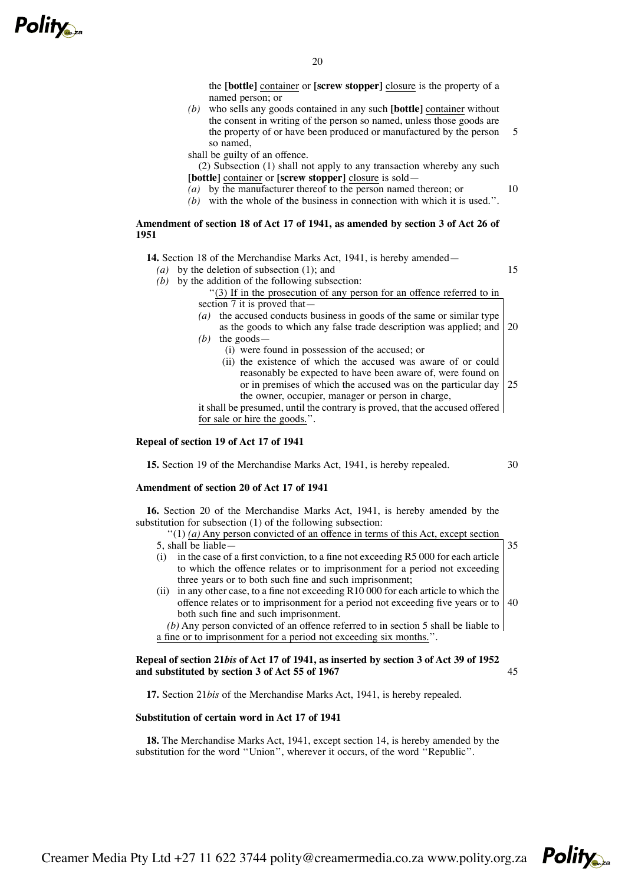the **[bottle]** container or **[screw stopper]** closure is the property of a named person; or

*(b)* who sells any goods contained in any such **[bottle]** container without the consent in writing of the person so named, unless those goods are the property of or have been produced or manufactured by the person so named,

shall be guilty of an offence.

(2) Subsection (1) shall not apply to any transaction whereby any such **[bottle]** container or **[screw stopper]** closure is sold—

*(a)* by the manufacturer thereof to the person named thereon; or

*(b)* with the whole of the business in connection with which it is used.''.

**Amendment of section 18 of Act 17 of 1941, as amended by section 3 of Act 26 of 1951**

**14.** Section 18 of the Merchandise Marks Act, 1941, is hereby amended—

*(a)* by the deletion of subsection (1); and

*(b)* by the addition of the following subsection:

''(3) If in the prosecution of any person for an offence referred to in section 7 it is proved that—

*(a)* the accused conducts business in goods of the same or similar type as the goods to which any false trade description was applied; and

*(b)* the goods—

(i) were found in possession of the accused; or

(ii) the existence of which the accused was aware of or could reasonably be expected to have been aware of, were found on or in premises of which the accused was on the particular day the owner, occupier, manager or person in charge,

it shall be presumed, until the contrary is proved, that the accused offered for sale or hire the goods.''.

**Repeal of section 19 of Act 17 of 1941**

**15.** Section 19 of the Merchandise Marks Act, 1941, is hereby repealed.

**Amendment of section 20 of Act 17 of 1941**

**16.** Section 20 of the Merchandise Marks Act, 1941, is hereby amended by the substitution for subsection (1) of the following subsection:

''(1) *(a)* Any person convicted of an offence in terms of this Act, except section 5, shall be liable—

(i) in the case of a first conviction, to a fine not exceeding R5 000 for each article to which the offence relates or to imprisonment for a period not exceeding three years or to both such fine and such imprisonment;

(ii) in any other case, to a fine not exceeding R10 000 for each article to which the offence relates or to imprisonment for a period not exceeding five years or to both such fine and such imprisonment.

*(b)* Any person convicted of an offence referred to in section 5 shall be liable to a fine or to imprisonment for a period not exceeding six months.''.

**Repeal of section 21*bis* of Act 17 of 1941, as inserted by section 3 of Act 39 of 1952 and substituted by section 3 of Act 55 of 1967**

**17.** Section 21*bis* of the Merchandise Marks Act, 1941, is hereby repealed.

**Substitution of certain word in Act 17 of 1941**

**18.** The Merchandise Marks Act, 1941, except section 14, is hereby amended by the substitution for the word ''Union'', wherever it occurs, of the word ''Republic''.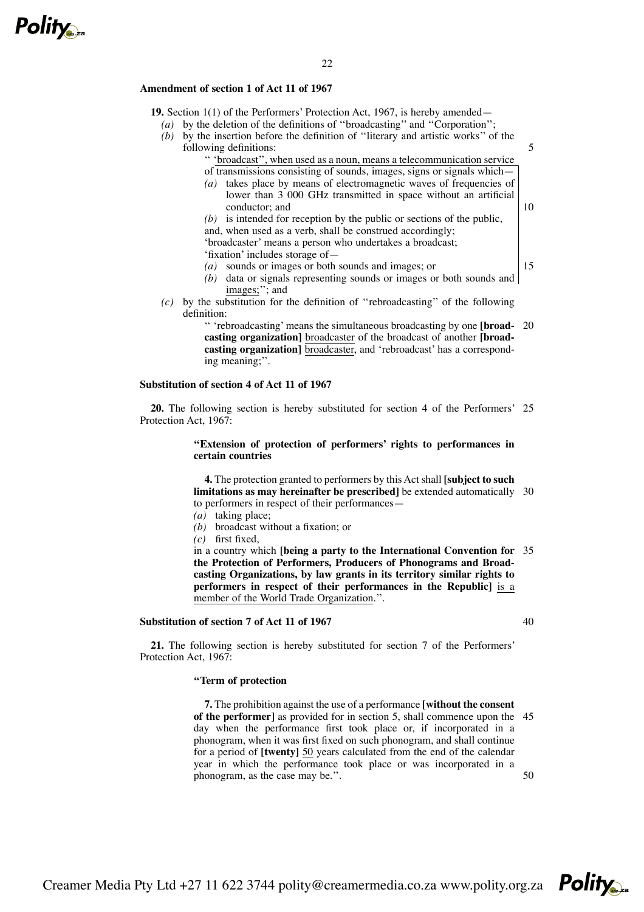**Amendment of section 1 of Act 11 of 1967**

**19.** Section 1(1) of the Performers' Protection Act, 1967, is hereby amended—

*(a)* by the deletion of the definitions of ''broadcasting'' and ''Corporation'';

*(b)* by the insertion before the definition of ''literary and artistic works'' of the following definitions:

> '' 'broadcast'', when used as a noun, means a telecommunication service of transmissions consisting of sounds, images, signs or signals which—
>
> *(a)* takes place by means of electromagnetic waves of frequencies of lower than 3 000 GHz transmitted in space without an artificial conductor; and
>
> *(b)* is intended for reception by the public or sections of the public, and, when used as a verb, shall be construed accordingly;
>
> 'broadcaster' means a person who undertakes a broadcast;
>
> 'fixation' includes storage of—
>
> *(a)* sounds or images or both sounds and images; or
>
> *(b)* data or signals representing sounds or images or both sounds and images;''; and

*(c)* by the substitution for the definition of ''rebroadcasting'' of the following definition:

> '' 'rebroadcasting' means the simultaneous broadcasting by one **[broadcasting organization]** broadcaster of the broadcast of another **[broadcasting organization]** broadcaster, and 'rebroadcast' has a corresponding meaning;''.

**Substitution of section 4 of Act 11 of 1967**

**20.** The following section is hereby substituted for section 4 of the Performers' Protection Act, 1967:

> **''Extension of protection of performers' rights to performances in certain countries**
>
> **4.** The protection granted to performers by this Act shall **[subject to such limitations as may hereinafter be prescribed]** be extended automatically to performers in respect of their performances—
>
> *(a)* taking place;
>
> *(b)* broadcast without a fixation; or
>
> *(c)* first fixed,
>
> in a country which **[being a party to the International Convention for the Protection of Performers, Producers of Phonograms and Broadcasting Organizations, by law grants in its territory similar rights to performers in respect of their performances in the Republic]** is a member of the World Trade Organization.''.

**Substitution of section 7 of Act 11 of 1967**

**21.** The following section is hereby substituted for section 7 of the Performers' Protection Act, 1967:

> **''Term of protection**
>
> **7.** The prohibition against the use of a performance **[without the consent of the performer]** as provided for in section 5, shall commence upon the day when the performance first took place or, if incorporated in a phonogram, when it was first fixed on such phonogram, and shall continue for a period of **[twenty]** 50 years calculated from the end of the calendar year in which the performance took place or was incorporated in a phonogram, as the case may be.''.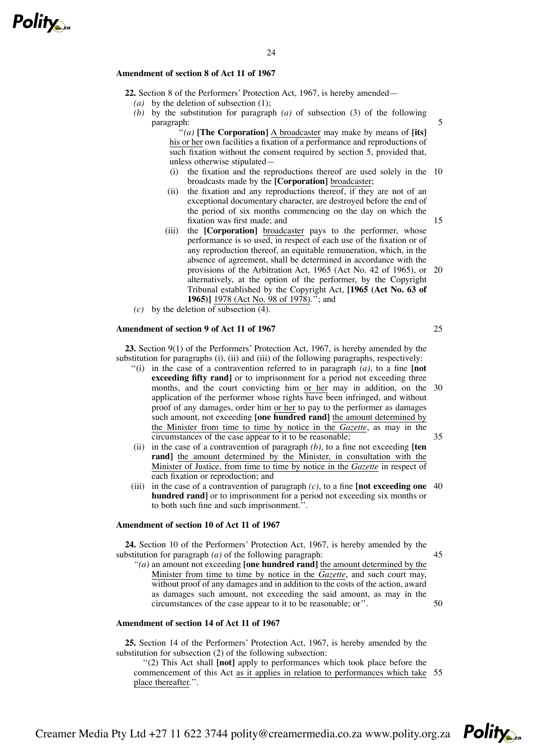### Amendment of section 8 of Act 11 of 1967

**22.** Section 8 of the Performers' Protection Act, 1967, is hereby amended—

*(a)* by the deletion of subsection (1);

*(b)* by the substitution for paragraph *(a)* of subsection (3) of the following paragraph:

''*(a)* **[The Corporation]** A broadcaster may make by means of **[its]** his or her own facilities a fixation of a performance and reproductions of such fixation without the consent required by section 5, provided that, unless otherwise stipulated—

(i) the fixation and the reproductions thereof are used solely in the broadcasts made by the **[Corporation]** broadcaster;

(ii) the fixation and any reproductions thereof, if they are not of an exceptional documentary character, are destroyed before the end of the period of six months commencing on the day on which the fixation was first made; and

(iii) the **[Corporation]** broadcaster pays to the performer, whose performance is so used, in respect of each use of the fixation or of any reproduction thereof, an equitable remuneration, which, in the absence of agreement, shall be determined in accordance with the provisions of the Arbitration Act, 1965 (Act No. 42 of 1965), or alternatively, at the option of the performer, by the Copyright Tribunal established by the Copyright Act, **[1965 (Act No. 63 of 1965)]** 1978 (Act No. 98 of 1978).''; and

*(c)* by the deletion of subsection (4).

### Amendment of section 9 of Act 11 of 1967

**23.** Section 9(1) of the Performers' Protection Act, 1967, is hereby amended by the substitution for paragraphs (i), (ii) and (iii) of the following paragraphs, respectively:

''(i) in the case of a contravention referred to in paragraph *(a)*, to a fine **[not exceeding fifty rand]** or to imprisonment for a period not exceeding three months, and the court convicting him or her may in addition, on the application of the performer whose rights have been infringed, and without proof of any damages, order him or her to pay to the performer as damages such amount, not exceeding **[one hundred rand]** the amount determined by the Minister from time to time by notice in the *Gazette*, as may in the circumstances of the case appear to it to be reasonable;

(ii) in the case of a contravention of paragraph *(b)*, to a fine not exceeding **[ten rand]** the amount determined by the Minister, in consultation with the Minister of Justice, from time to time by notice in the *Gazette* in respect of each fixation or reproduction; and

(iii) in the case of a contravention of paragraph *(c)*, to a fine **[not exceeding one hundred rand]** or to imprisonment for a period not exceeding six months or to both such fine and such imprisonment.''.

### Amendment of section 10 of Act 11 of 1967

**24.** Section 10 of the Performers' Protection Act, 1967, is hereby amended by the substitution for paragraph *(a)* of the following paragraph:

''*(a)* an amount not exceeding **[one hundred rand]** the amount determined by the Minister from time to time by notice in the *Gazette*, and such court may, without proof of any damages and in addition to the costs of the action, award as damages such amount, not exceeding the said amount, as may in the circumstances of the case appear to it to be reasonable; or''.

### Amendment of section 14 of Act 11 of 1967

**25.** Section 14 of the Performers' Protection Act, 1967, is hereby amended by the substitution for subsection (2) of the following subsection:

''(2) This Act shall **[not]** apply to performances which took place before the commencement of this Act as it applies in relation to performances which take place thereafter.''.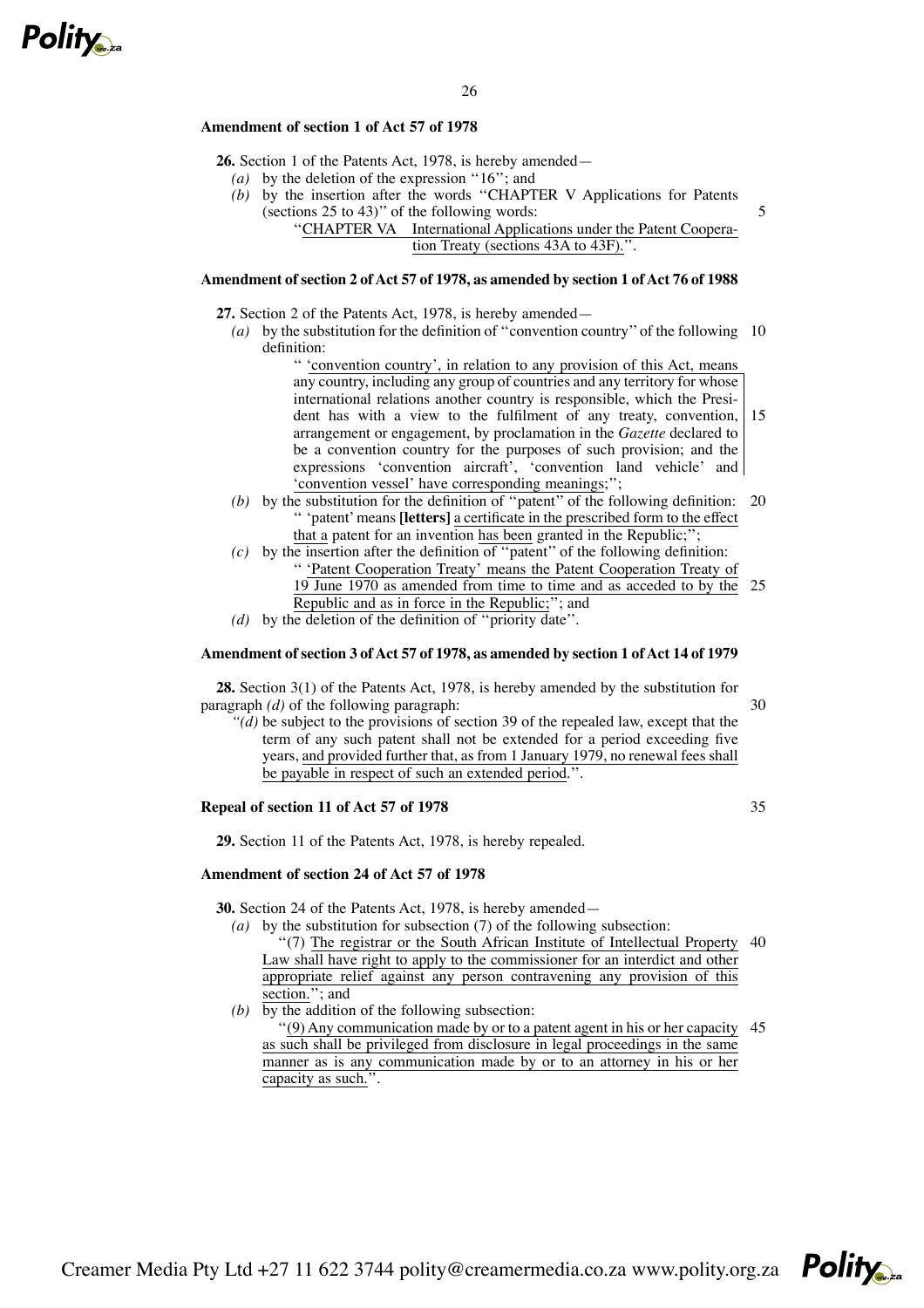**Amendment of section 1 of Act 57 of 1978**

**26.** Section 1 of the Patents Act, 1978, is hereby amended—

*(a)* by the deletion of the expression ''16''; and

*(b)* by the insertion after the words ''CHAPTER V Applications for Patents (sections 25 to 43)'' of the following words:

''CHAPTER VA International Applications under the Patent Cooperation Treaty (sections 43A to 43F).''.

**Amendment of section 2 of Act 57 of 1978, as amended by section 1 of Act 76 of 1988**

**27.** Section 2 of the Patents Act, 1978, is hereby amended—

*(a)* by the substitution for the definition of ''convention country'' of the following definition:

'' 'convention country', in relation to any provision of this Act, means any country, including any group of countries and any territory for whose international relations another country is responsible, which the President has with a view to the fulfilment of any treaty, convention, arrangement or engagement, by proclamation in the *Gazette* declared to be a convention country for the purposes of such provision; and the expressions 'convention aircraft', 'convention land vehicle' and 'convention vessel' have corresponding meanings;'';

*(b)* by the substitution for the definition of ''patent'' of the following definition:

'' 'patent' means **[letters]** a certificate in the prescribed form to the effect that a patent for an invention has been granted in the Republic;'';

*(c)* by the insertion after the definition of ''patent'' of the following definition:

'' 'Patent Cooperation Treaty' means the Patent Cooperation Treaty of 19 June 1970 as amended from time to time and as acceded to by the Republic and as in force in the Republic;''; and

*(d)* by the deletion of the definition of ''priority date''.

**Amendment of section 3 of Act 57 of 1978, as amended by section 1 of Act 14 of 1979**

**28.** Section 3(1) of the Patents Act, 1978, is hereby amended by the substitution for paragraph *(d)* of the following paragraph:

*''(d)* be subject to the provisions of section 39 of the repealed law, except that the term of any such patent shall not be extended for a period exceeding five years, and provided further that, as from 1 January 1979, no renewal fees shall be payable in respect of such an extended period.''.

**Repeal of section 11 of Act 57 of 1978**

**29.** Section 11 of the Patents Act, 1978, is hereby repealed.

**Amendment of section 24 of Act 57 of 1978**

**30.** Section 24 of the Patents Act, 1978, is hereby amended—

*(a)* by the substitution for subsection (7) of the following subsection:

''(7) The registrar or the South African Institute of Intellectual Property Law shall have right to apply to the commissioner for an interdict and other appropriate relief against any person contravening any provision of this section.''; and

*(b)* by the addition of the following subsection:

''(9) Any communication made by or to a patent agent in his or her capacity as such shall be privileged from disclosure in legal proceedings in the same manner as is any communication made by or to an attorney in his or her capacity as such.''.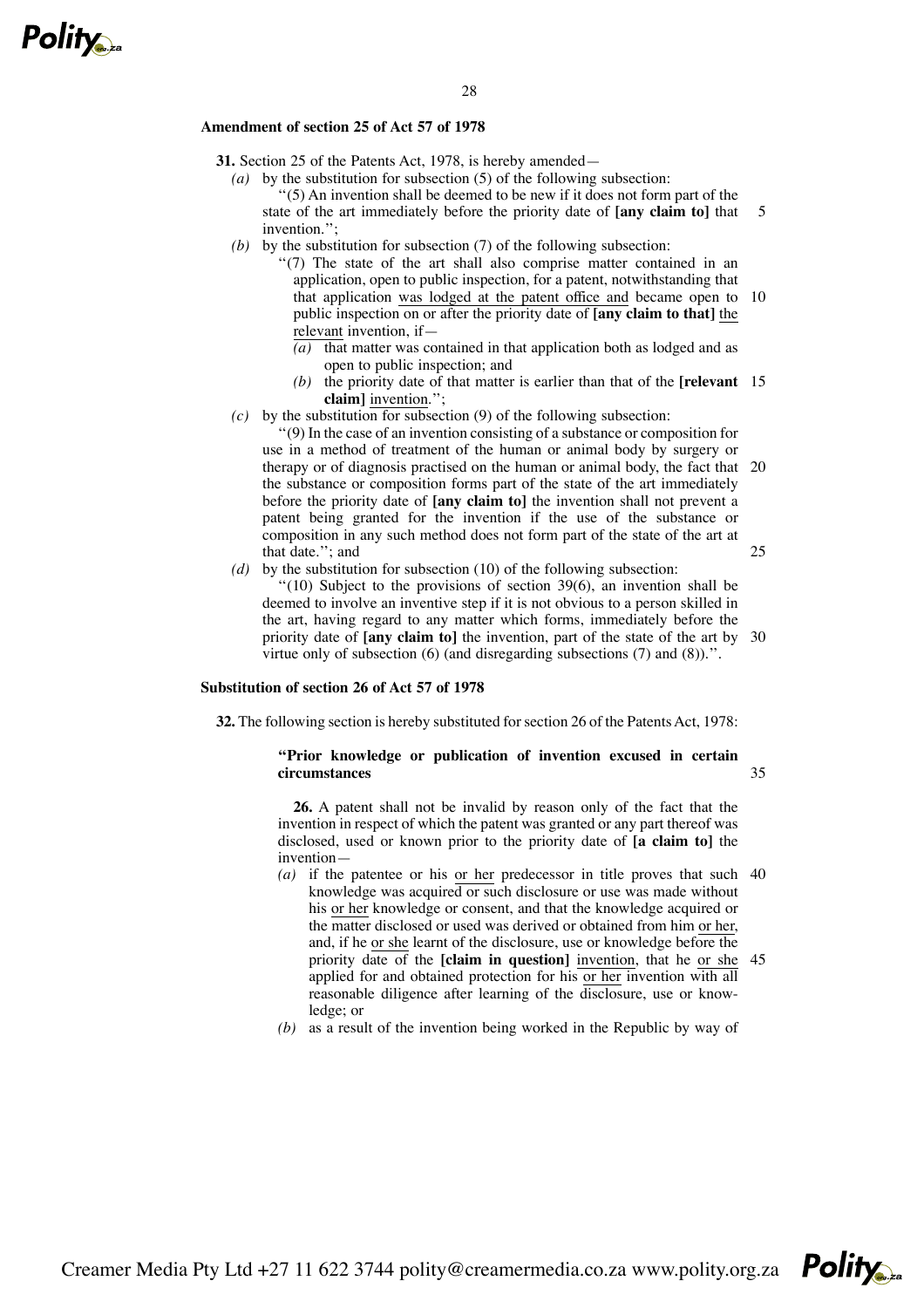**Amendment of section 25 of Act 57 of 1978**

**31.** Section 25 of the Patents Act, 1978, is hereby amended—

*(a)* by the substitution for subsection (5) of the following subsection:

''(5) An invention shall be deemed to be new if it does not form part of the state of the art immediately before the priority date of **[any claim to]** that invention.'';

*(b)* by the substitution for subsection (7) of the following subsection:

''(7) The state of the art shall also comprise matter contained in an application, open to public inspection, for a patent, notwithstanding that that application was lodged at the patent office and became open to public inspection on or after the priority date of **[any claim to that]** the relevant invention, if—

*(a)* that matter was contained in that application both as lodged and as open to public inspection; and

*(b)* the priority date of that matter is earlier than that of the **[relevant claim]** invention.'';

*(c)* by the substitution for subsection (9) of the following subsection:

''(9) In the case of an invention consisting of a substance or composition for use in a method of treatment of the human or animal body by surgery or therapy or of diagnosis practised on the human or animal body, the fact that the substance or composition forms part of the state of the art immediately before the priority date of **[any claim to]** the invention shall not prevent a patent being granted for the invention if the use of the substance or composition in any such method does not form part of the state of the art at that date.''; and

*(d)* by the substitution for subsection (10) of the following subsection:

''(10) Subject to the provisions of section 39(6), an invention shall be deemed to involve an inventive step if it is not obvious to a person skilled in the art, having regard to any matter which forms, immediately before the priority date of **[any claim to]** the invention, part of the state of the art by virtue only of subsection (6) (and disregarding subsections (7) and (8)).''.

**Substitution of section 26 of Act 57 of 1978**

**32.** The following section is hereby substituted for section 26 of the Patents Act, 1978:

**"Prior knowledge or publication of invention excused in certain circumstances**

**26.** A patent shall not be invalid by reason only of the fact that the invention in respect of which the patent was granted or any part thereof was disclosed, used or known prior to the priority date of **[a claim to]** the invention—

*(a)* if the patentee or his or her predecessor in title proves that such knowledge was acquired or such disclosure or use was made without his or her knowledge or consent, and that the knowledge acquired or the matter disclosed or used was derived or obtained from him or her, and, if he or she learnt of the disclosure, use or knowledge before the priority date of the **[claim in question]** invention, that he or she applied for and obtained protection for his or her invention with all reasonable diligence after learning of the disclosure, use or knowledge; or

*(b)* as a result of the invention being worked in the Republic by way of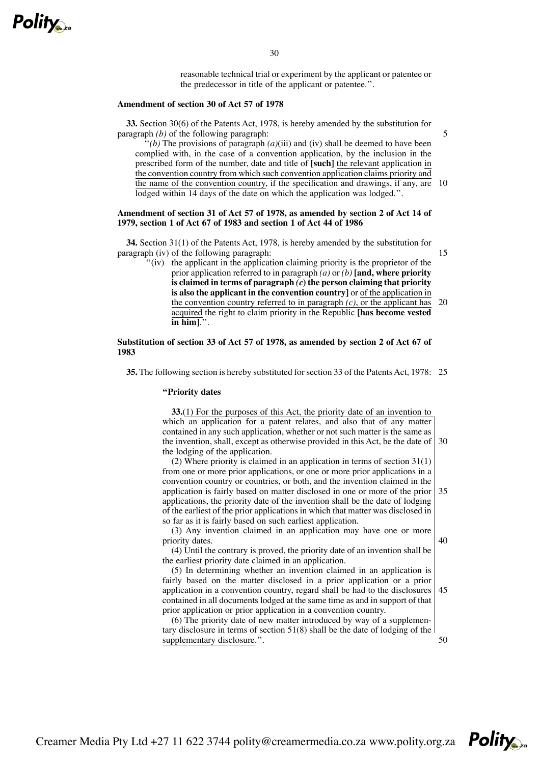reasonable technical trial or experiment by the applicant or patentee or the predecessor in title of the applicant or patentee.''.

**Amendment of section 30 of Act 57 of 1978**

**33.** Section 30(6) of the Patents Act, 1978, is hereby amended by the substitution for paragraph *(b)* of the following paragraph:

''*(b)* The provisions of paragraph *(a)*(iii) and (iv) shall be deemed to have been complied with, in the case of a convention application, by the inclusion in the prescribed form of the number, date and title of **[such]** the relevant application in the convention country from which such convention application claims priority and the name of the convention country, if the specification and drawings, if any, are lodged within 14 days of the date on which the application was lodged.''.

**Amendment of section 31 of Act 57 of 1978, as amended by section 2 of Act 14 of 1979, section 1 of Act 67 of 1983 and section 1 of Act 44 of 1986**

**34.** Section 31(1) of the Patents Act, 1978, is hereby amended by the substitution for paragraph (iv) of the following paragraph:

''(iv) the applicant in the application claiming priority is the proprietor of the prior application referred to in paragraph *(a)* or *(b)* **[and, where priority is claimed in terms of paragraph *(c)* the person claiming that priority is also the applicant in the convention country]** or of the application in the convention country referred to in paragraph *(c)*, or the applicant has acquired the right to claim priority in the Republic **[has become vested in him]**.''.

**Substitution of section 33 of Act 57 of 1978, as amended by section 2 of Act 67 of 1983**

**35.** The following section is hereby substituted for section 33 of the Patents Act, 1978:

**''Priority dates**

**33.**(1) For the purposes of this Act, the priority date of an invention to which an application for a patent relates, and also that of any matter contained in any such application, whether or not such matter is the same as the invention, shall, except as otherwise provided in this Act, be the date of the lodging of the application.

(2) Where priority is claimed in an application in terms of section 31(1) from one or more prior applications, or one or more prior applications in a convention country or countries, or both, and the invention claimed in the application is fairly based on matter disclosed in one or more of the prior applications, the priority date of the invention shall be the date of lodging of the earliest of the prior applications in which that matter was disclosed in so far as it is fairly based on such earliest application.

(3) Any invention claimed in an application may have one or more priority dates.

(4) Until the contrary is proved, the priority date of an invention shall be the earliest priority date claimed in an application.

(5) In determining whether an invention claimed in an application is fairly based on the matter disclosed in a prior application or a prior application in a convention country, regard shall be had to the disclosures contained in all documents lodged at the same time as and in support of that prior application or prior application in a convention country.

(6) The priority date of new matter introduced by way of a supplementary disclosure in terms of section 51(8) shall be the date of lodging of the supplementary disclosure.''.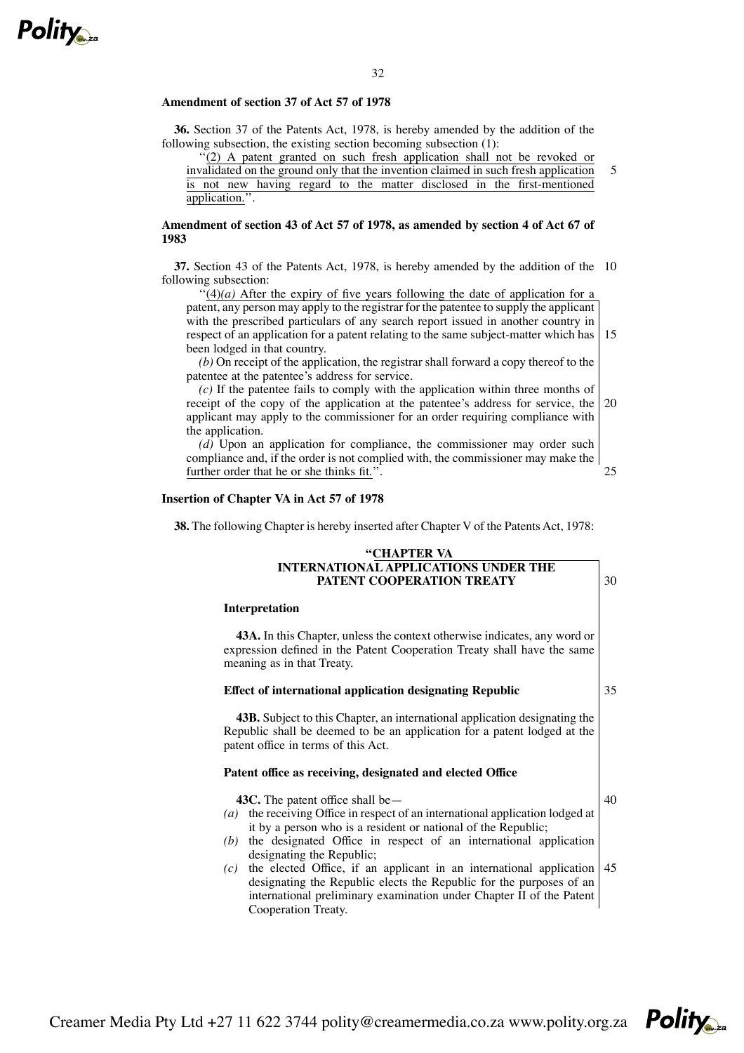**Amendment of section 37 of Act 57 of 1978**

**36.** Section 37 of the Patents Act, 1978, is hereby amended by the addition of the following subsection, the existing section becoming subsection (1):

''(2) A patent granted on such fresh application shall not be revoked or invalidated on the ground only that the invention claimed in such fresh application is not new having regard to the matter disclosed in the first-mentioned application.''.

**Amendment of section 43 of Act 57 of 1978, as amended by section 4 of Act 67 of 1983**

**37.** Section 43 of the Patents Act, 1978, is hereby amended by the addition of the following subsection:

''(4)*(a)* After the expiry of five years following the date of application for a patent, any person may apply to the registrar for the patentee to supply the applicant with the prescribed particulars of any search report issued in another country in respect of an application for a patent relating to the same subject-matter which has been lodged in that country.

*(b)* On receipt of the application, the registrar shall forward a copy thereof to the patentee at the patentee's address for service.

*(c)* If the patentee fails to comply with the application within three months of receipt of the copy of the application at the patentee's address for service, the applicant may apply to the commissioner for an order requiring compliance with the application.

*(d)* Upon an application for compliance, the commissioner may order such compliance and, if the order is not complied with, the commissioner may make the further order that he or she thinks fit.''.

**Insertion of Chapter VA in Act 57 of 1978**

**38.** The following Chapter is hereby inserted after Chapter V of the Patents Act, 1978:

**"CHAPTER VA**
**INTERNATIONAL APPLICATIONS UNDER THE PATENT COOPERATION TREATY**

**Interpretation**

**43A.** In this Chapter, unless the context otherwise indicates, any word or expression defined in the Patent Cooperation Treaty shall have the same meaning as in that Treaty.

**Effect of international application designating Republic**

**43B.** Subject to this Chapter, an international application designating the Republic shall be deemed to be an application for a patent lodged at the patent office in terms of this Act.

**Patent office as receiving, designated and elected Office**

**43C.** The patent office shall be—

*(a)* the receiving Office in respect of an international application lodged at it by a person who is a resident or national of the Republic;

*(b)* the designated Office in respect of an international application designating the Republic;

*(c)* the elected Office, if an applicant in an international application designating the Republic elects the Republic for the purposes of an international preliminary examination under Chapter II of the Patent Cooperation Treaty.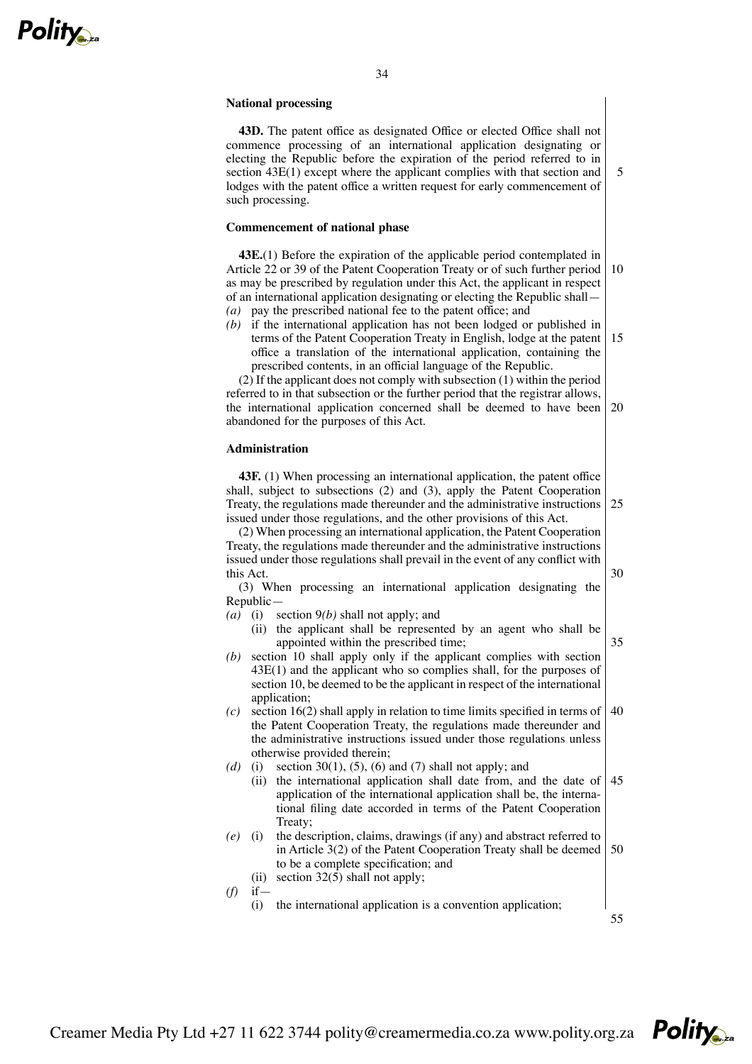**National processing**

**43D.** The patent office as designated Office or elected Office shall not commence processing of an international application designating or electing the Republic before the expiration of the period referred to in section 43E(1) except where the applicant complies with that section and lodges with the patent office a written request for early commencement of such processing.

**Commencement of national phase**

**43E.**(1) Before the expiration of the applicable period contemplated in Article 22 or 39 of the Patent Cooperation Treaty or of such further period as may be prescribed by regulation under this Act, the applicant in respect of an international application designating or electing the Republic shall—

*(a)* pay the prescribed national fee to the patent office; and
*(b)* if the international application has not been lodged or published in terms of the Patent Cooperation Treaty in English, lodge at the patent office a translation of the international application, containing the prescribed contents, in an official language of the Republic.

(2) If the applicant does not comply with subsection (1) within the period referred to in that subsection or the further period that the registrar allows, the international application concerned shall be deemed to have been abandoned for the purposes of this Act.

**Administration**

**43F.** (1) When processing an international application, the patent office shall, subject to subsections (2) and (3), apply the Patent Cooperation Treaty, the regulations made thereunder and the administrative instructions issued under those regulations, and the other provisions of this Act.

(2) When processing an international application, the Patent Cooperation Treaty, the regulations made thereunder and the administrative instructions issued under those regulations shall prevail in the event of any conflict with this Act.

(3) When processing an international application designating the Republic—

*(a)* (i) section 9*(b)* shall not apply; and
(ii) the applicant shall be represented by an agent who shall be appointed within the prescribed time;
*(b)* section 10 shall apply only if the applicant complies with section 43E(1) and the applicant who so complies shall, for the purposes of section 10, be deemed to be the applicant in respect of the international application;
*(c)* section 16(2) shall apply in relation to time limits specified in terms of the Patent Cooperation Treaty, the regulations made thereunder and the administrative instructions issued under those regulations unless otherwise provided therein;
*(d)* (i) section 30(1), (5), (6) and (7) shall not apply; and
(ii) the international application shall date from, and the date of application of the international application shall be, the international filing date accorded in terms of the Patent Cooperation Treaty;
*(e)* (i) the description, claims, drawings (if any) and abstract referred to in Article 3(2) of the Patent Cooperation Treaty shall be deemed to be a complete specification; and
(ii) section 32(5) shall not apply;
*(f)* if—
(i) the international application is a convention application;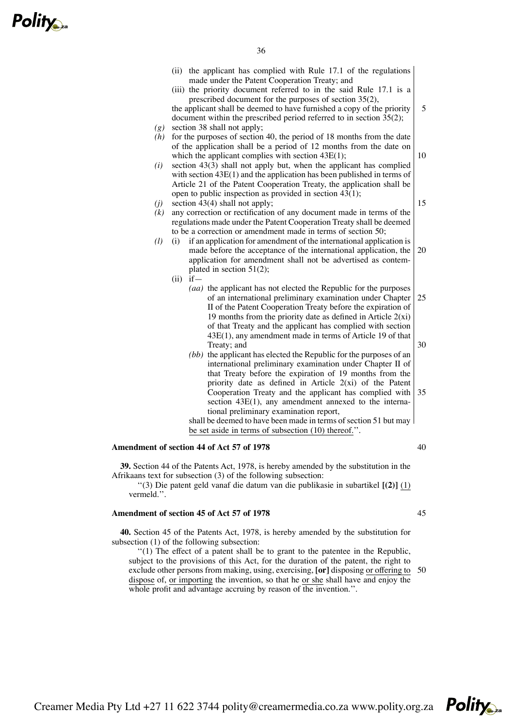(ii) the applicant has complied with Rule 17.1 of the regulations made under the Patent Cooperation Treaty; and

(iii) the priority document referred to in the said Rule 17.1 is a prescribed document for the purposes of section 35(2),

the applicant shall be deemed to have furnished a copy of the priority document within the prescribed period referred to in section 35(2);

*(g)* section 38 shall not apply;

*(h)* for the purposes of section 40, the period of 18 months from the date of the application shall be a period of 12 months from the date on which the applicant complies with section 43E(1);

*(i)* section 43(3) shall not apply but, when the applicant has complied with section 43E(1) and the application has been published in terms of Article 21 of the Patent Cooperation Treaty, the application shall be open to public inspection as provided in section 43(1);

*(j)* section 43(4) shall not apply;

*(k)* any correction or rectification of any document made in terms of the regulations made under the Patent Cooperation Treaty shall be deemed to be a correction or amendment made in terms of section 50;

*(l)* (i) if an application for amendment of the international application is made before the acceptance of the international application, the application for amendment shall not be advertised as contemplated in section 51(2);

(ii) if—

*(aa)* the applicant has not elected the Republic for the purposes of an international preliminary examination under Chapter II of the Patent Cooperation Treaty before the expiration of 19 months from the priority date as defined in Article 2(xi) of that Treaty and the applicant has complied with section 43E(1), any amendment made in terms of Article 19 of that Treaty; and

*(bb)* the applicant has elected the Republic for the purposes of an international preliminary examination under Chapter II of that Treaty before the expiration of 19 months from the priority date as defined in Article 2(xi) of the Patent Cooperation Treaty and the applicant has complied with section 43E(1), any amendment annexed to the international preliminary examination report,

shall be deemed to have been made in terms of section 51 but may be set aside in terms of subsection (10) thereof.''.

### Amendment of section 44 of Act 57 of 1978

**39.** Section 44 of the Patents Act, 1978, is hereby amended by the substitution in the Afrikaans text for subsection (3) of the following subsection:

''(3) Die patent geld vanaf die datum van die publikasie in subartikel **[(2)]** (1) vermeld.''.

### Amendment of section 45 of Act 57 of 1978

**40.** Section 45 of the Patents Act, 1978, is hereby amended by the substitution for subsection (1) of the following subsection:

''(1) The effect of a patent shall be to grant to the patentee in the Republic, subject to the provisions of this Act, for the duration of the patent, the right to exclude other persons from making, using, exercising, **[or]** disposing or offering to dispose of, or importing the invention, so that he or she shall have and enjoy the whole profit and advantage accruing by reason of the invention.''.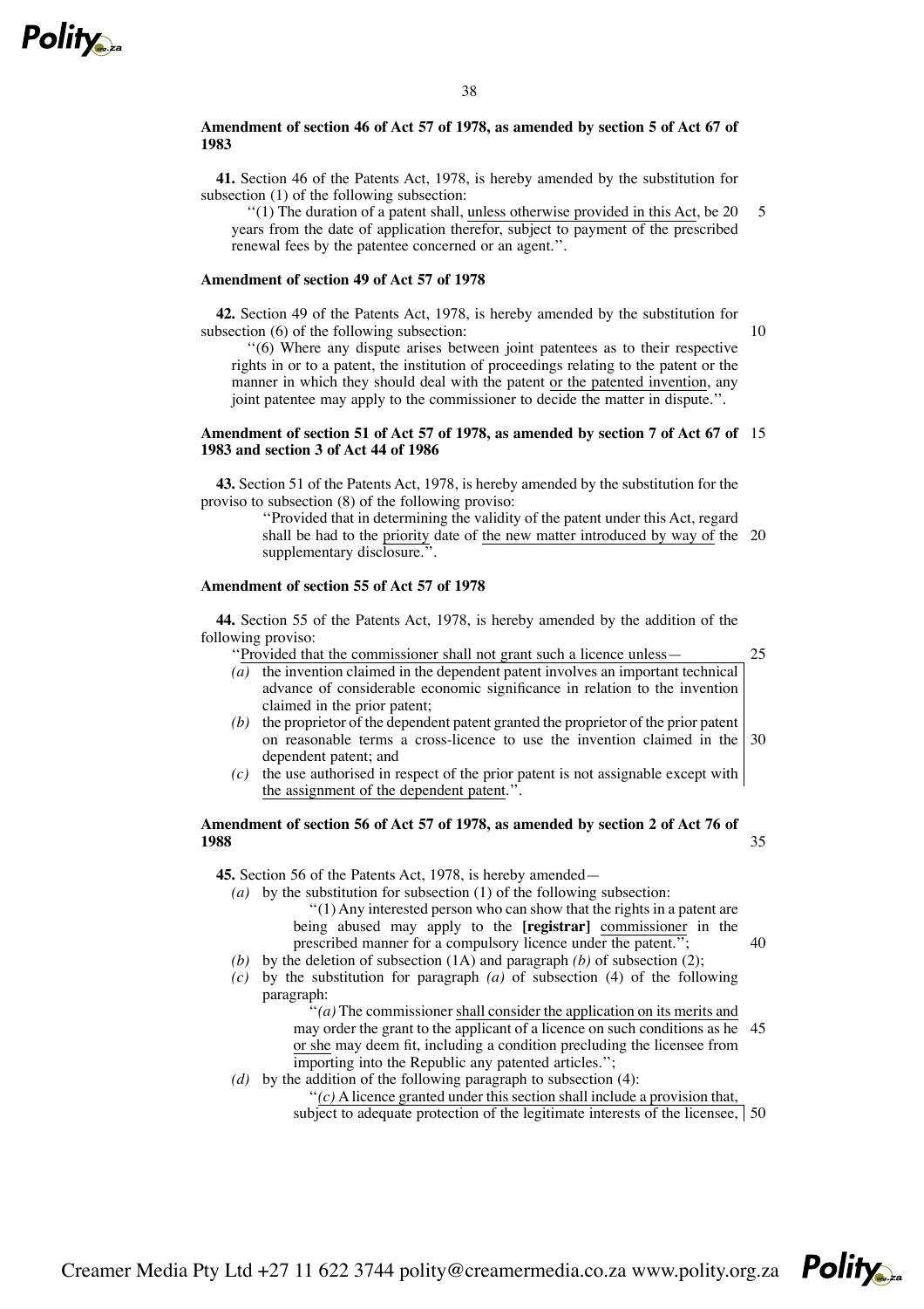**Amendment of section 46 of Act 57 of 1978, as amended by section 5 of Act 67 of 1983**

**41.** Section 46 of the Patents Act, 1978, is hereby amended by the substitution for subsection (1) of the following subsection:

''(1) The duration of a patent shall, unless otherwise provided in this Act, be 20 years from the date of application therefor, subject to payment of the prescribed renewal fees by the patentee concerned or an agent.''.

**Amendment of section 49 of Act 57 of 1978**

**42.** Section 49 of the Patents Act, 1978, is hereby amended by the substitution for subsection (6) of the following subsection:

''(6) Where any dispute arises between joint patentees as to their respective rights in or to a patent, the institution of proceedings relating to the patent or the manner in which they should deal with the patent or the patented invention, any joint patentee may apply to the commissioner to decide the matter in dispute.''.

**Amendment of section 51 of Act 57 of 1978, as amended by section 7 of Act 67 of 1983 and section 3 of Act 44 of 1986**

**43.** Section 51 of the Patents Act, 1978, is hereby amended by the substitution for the proviso to subsection (8) of the following proviso:

''Provided that in determining the validity of the patent under this Act, regard shall be had to the priority date of the new matter introduced by way of the supplementary disclosure.''.

**Amendment of section 55 of Act 57 of 1978**

**44.** Section 55 of the Patents Act, 1978, is hereby amended by the addition of the following proviso:

''Provided that the commissioner shall not grant such a licence unless—

*(a)* the invention claimed in the dependent patent involves an important technical advance of considerable economic significance in relation to the invention claimed in the prior patent;

*(b)* the proprietor of the dependent patent granted the proprietor of the prior patent on reasonable terms a cross-licence to use the invention claimed in the dependent patent; and

*(c)* the use authorised in respect of the prior patent is not assignable except with the assignment of the dependent patent.''.

**Amendment of section 56 of Act 57 of 1978, as amended by section 2 of Act 76 of 1988**

**45.** Section 56 of the Patents Act, 1978, is hereby amended—

*(a)* by the substitution for subsection (1) of the following subsection:

''(1) Any interested person who can show that the rights in a patent are being abused may apply to the **[registrar]** commissioner in the prescribed manner for a compulsory licence under the patent.'';

*(b)* by the deletion of subsection (1A) and paragraph *(b)* of subsection (2);

*(c)* by the substitution for paragraph *(a)* of subsection (4) of the following paragraph:

''*(a)* The commissioner shall consider the application on its merits and may order the grant to the applicant of a licence on such conditions as he or she may deem fit, including a condition precluding the licensee from importing into the Republic any patented articles.'';

*(d)* by the addition of the following paragraph to subsection (4):

''*(c)* A licence granted under this section shall include a provision that, subject to adequate protection of the legitimate interests of the licensee,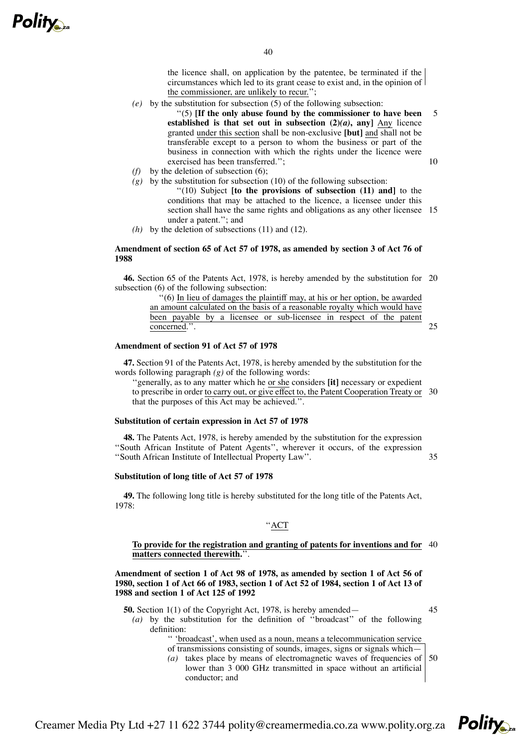the licence shall, on application by the patentee, be terminated if the circumstances which led to its grant cease to exist and, in the opinion of the commissioner, are unlikely to recur.'';

*(e)* by the substitution for subsection (5) of the following subsection:

''(5) **[If the only abuse found by the commissioner to have been established is that set out in subsection (2)*(a)*, any]** Any licence granted under this section shall be non-exclusive **[but]** and shall not be transferable except to a person to whom the business or part of the business in connection with which the rights under the licence were exercised has been transferred.'';

*(f)* by the deletion of subsection (6);

*(g)* by the substitution for subsection (10) of the following subsection:

''(10) Subject **[to the provisions of subsection (11) and]** to the conditions that may be attached to the licence, a licensee under this section shall have the same rights and obligations as any other licensee under a patent.''; and

*(h)* by the deletion of subsections (11) and (12).

**Amendment of section 65 of Act 57 of 1978, as amended by section 3 of Act 76 of 1988**

**46.** Section 65 of the Patents Act, 1978, is hereby amended by the substitution for subsection (6) of the following subsection:

''(6) In lieu of damages the plaintiff may, at his or her option, be awarded an amount calculated on the basis of a reasonable royalty which would have been payable by a licensee or sub-licensee in respect of the patent concerned.''.

**Amendment of section 91 of Act 57 of 1978**

**47.** Section 91 of the Patents Act, 1978, is hereby amended by the substitution for the words following paragraph *(g)* of the following words:

''generally, as to any matter which he or she considers **[it]** necessary or expedient to prescribe in order to carry out, or give effect to, the Patent Cooperation Treaty or that the purposes of this Act may be achieved.''.

**Substitution of certain expression in Act 57 of 1978**

**48.** The Patents Act, 1978, is hereby amended by the substitution for the expression ''South African Institute of Patent Agents'', wherever it occurs, of the expression ''South African Institute of Intellectual Property Law''.

**Substitution of long title of Act 57 of 1978**

**49.** The following long title is hereby substituted for the long title of the Patents Act, 1978:

''ACT

**To provide for the registration and granting of patents for inventions and for matters connected therewith.**''.

**Amendment of section 1 of Act 98 of 1978, as amended by section 1 of Act 56 of 1980, section 1 of Act 66 of 1983, section 1 of Act 52 of 1984, section 1 of Act 13 of 1988 and section 1 of Act 125 of 1992**

**50.** Section 1(1) of the Copyright Act, 1978, is hereby amended—

*(a)* by the substitution for the definition of ''broadcast'' of the following definition:

'' 'broadcast', when used as a noun, means a telecommunication service of transmissions consisting of sounds, images, signs or signals which—

*(a)* takes place by means of electromagnetic waves of frequencies of lower than 3 000 GHz transmitted in space without an artificial conductor; and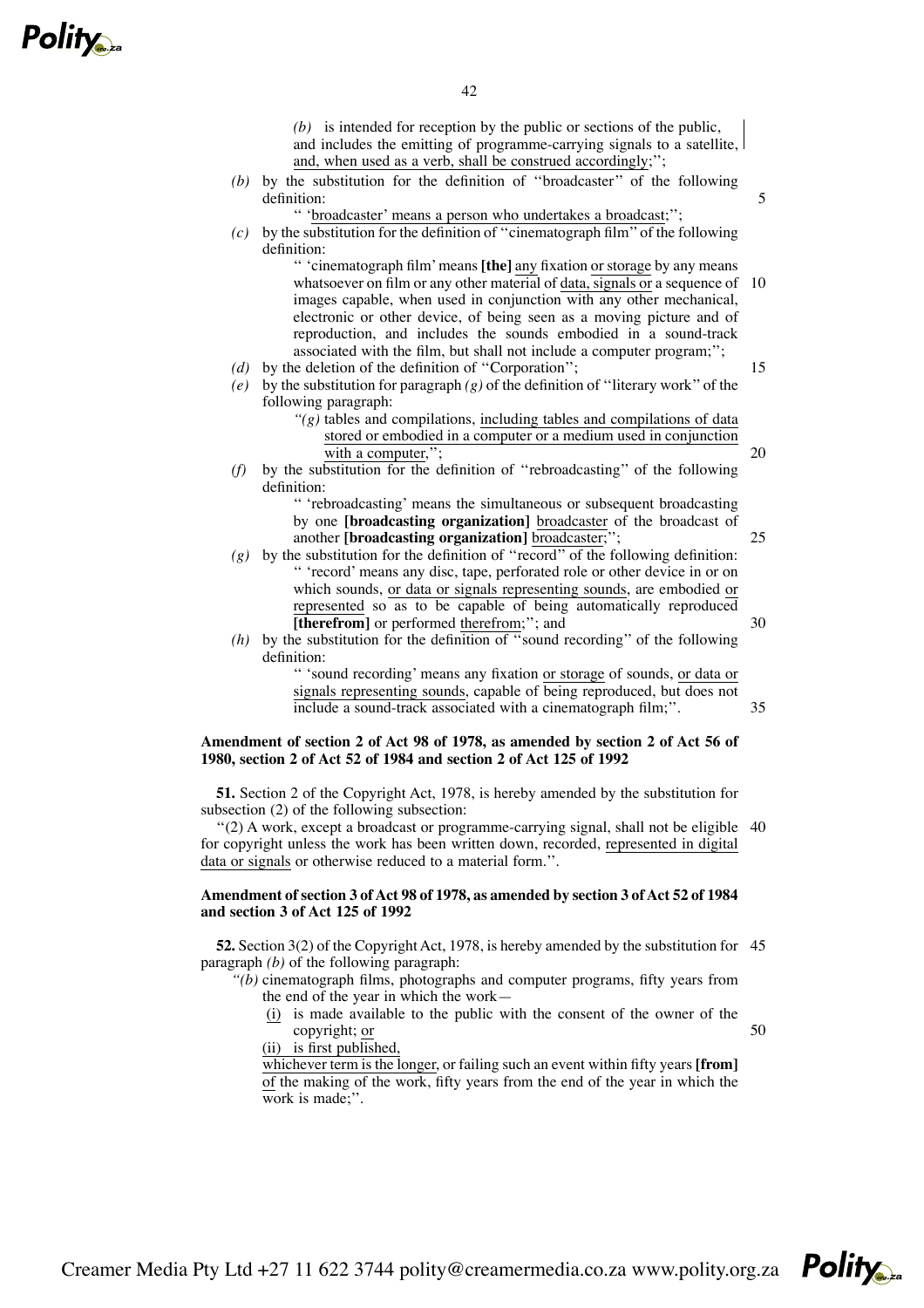*(b)* is intended for reception by the public or sections of the public, and includes the emitting of programme-carrying signals to a satellite, and, when used as a verb, shall be construed accordingly;'';

*(b)* by the substitution for the definition of ''broadcaster'' of the following definition:

'' 'broadcaster' means a person who undertakes a broadcast;'';

*(c)* by the substitution for the definition of ''cinematograph film'' of the following definition:

'' 'cinematograph film' means **[the]** any fixation or storage by any means whatsoever on film or any other material of data, signals or a sequence of images capable, when used in conjunction with any other mechanical, electronic or other device, of being seen as a moving picture and of reproduction, and includes the sounds embodied in a sound-track associated with the film, but shall not include a computer program;'';

*(d)* by the deletion of the definition of ''Corporation'';

*(e)* by the substitution for paragraph *(g)* of the definition of ''literary work'' of the following paragraph:

''*(g)* tables and compilations, including tables and compilations of data stored or embodied in a computer or a medium used in conjunction with a computer,'';

*(f)* by the substitution for the definition of ''rebroadcasting'' of the following definition:

'' 'rebroadcasting' means the simultaneous or subsequent broadcasting by one **[broadcasting organization]** broadcaster of the broadcast of another **[broadcasting organization]** broadcaster;'';

*(g)* by the substitution for the definition of ''record'' of the following definition:

'' 'record' means any disc, tape, perforated role or other device in or on which sounds, or data or signals representing sounds, are embodied or represented so as to be capable of being automatically reproduced **[therefrom]** or performed therefrom;''; and

*(h)* by the substitution for the definition of ''sound recording'' of the following definition:

'' 'sound recording' means any fixation or storage of sounds, or data or signals representing sounds, capable of being reproduced, but does not include a sound-track associated with a cinematograph film;''.

**Amendment of section 2 of Act 98 of 1978, as amended by section 2 of Act 56 of 1980, section 2 of Act 52 of 1984 and section 2 of Act 125 of 1992**

**51.** Section 2 of the Copyright Act, 1978, is hereby amended by the substitution for subsection (2) of the following subsection:

''(2) A work, except a broadcast or programme-carrying signal, shall not be eligible for copyright unless the work has been written down, recorded, represented in digital data or signals or otherwise reduced to a material form.''.

**Amendment of section 3 of Act 98 of 1978, as amended by section 3 of Act 52 of 1984 and section 3 of Act 125 of 1992**

**52.** Section 3(2) of the Copyright Act, 1978, is hereby amended by the substitution for paragraph *(b)* of the following paragraph:

''*(b)* cinematograph films, photographs and computer programs, fifty years from the end of the year in which the work—

(i) is made available to the public with the consent of the owner of the copyright; or

(ii) is first published,

whichever term is the longer, or failing such an event within fifty years **[from]** of the making of the work, fifty years from the end of the year in which the work is made;''.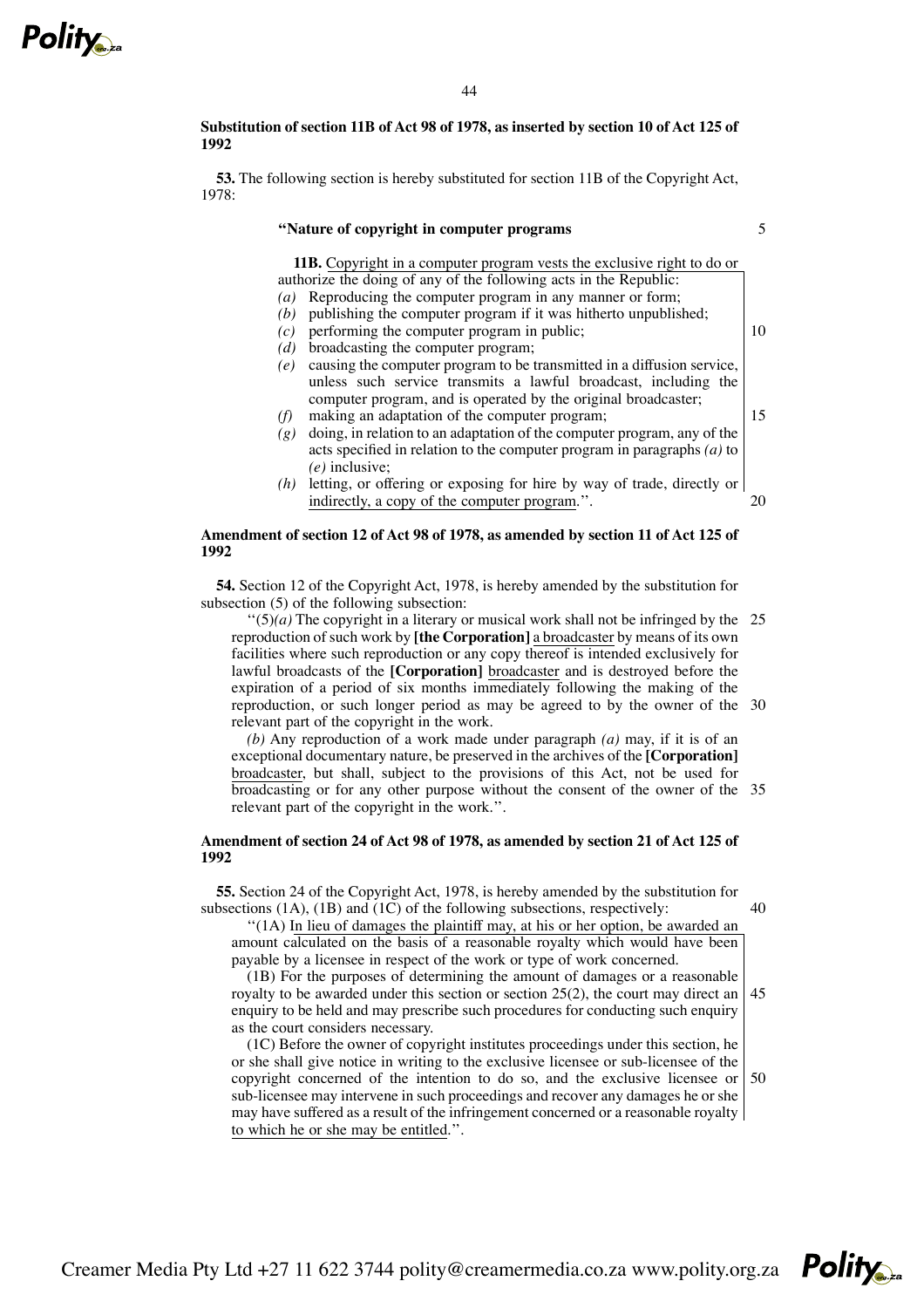**Substitution of section 11B of Act 98 of 1978, as inserted by section 10 of Act 125 of 1992**

**53.** The following section is hereby substituted for section 11B of the Copyright Act, 1978:

**"Nature of copyright in computer programs**

**11B.** Copyright in a computer program vests the exclusive right to do or authorize the doing of any of the following acts in the Republic:

*(a)* Reproducing the computer program in any manner or form;
*(b)* publishing the computer program if it was hitherto unpublished;
*(c)* performing the computer program in public;
*(d)* broadcasting the computer program;
*(e)* causing the computer program to be transmitted in a diffusion service, unless such service transmits a lawful broadcast, including the computer program, and is operated by the original broadcaster;
*(f)* making an adaptation of the computer program;
*(g)* doing, in relation to an adaptation of the computer program, any of the acts specified in relation to the computer program in paragraphs *(a)* to *(e)* inclusive;
*(h)* letting, or offering or exposing for hire by way of trade, directly or indirectly, a copy of the computer program.".

**Amendment of section 12 of Act 98 of 1978, as amended by section 11 of Act 125 of 1992**

**54.** Section 12 of the Copyright Act, 1978, is hereby amended by the substitution for subsection (5) of the following subsection:

"(5)*(a)* The copyright in a literary or musical work shall not be infringed by the reproduction of such work by **[the Corporation]** a broadcaster by means of its own facilities where such reproduction or any copy thereof is intended exclusively for lawful broadcasts of the **[Corporation]** broadcaster and is destroyed before the expiration of a period of six months immediately following the making of the reproduction, or such longer period as may be agreed to by the owner of the relevant part of the copyright in the work.

*(b)* Any reproduction of a work made under paragraph *(a)* may, if it is of an exceptional documentary nature, be preserved in the archives of the **[Corporation]** broadcaster, but shall, subject to the provisions of this Act, not be used for broadcasting or for any other purpose without the consent of the owner of the relevant part of the copyright in the work.".

**Amendment of section 24 of Act 98 of 1978, as amended by section 21 of Act 125 of 1992**

**55.** Section 24 of the Copyright Act, 1978, is hereby amended by the substitution for subsections (1A), (1B) and (1C) of the following subsections, respectively:

"(1A) In lieu of damages the plaintiff may, at his or her option, be awarded an amount calculated on the basis of a reasonable royalty which would have been payable by a licensee in respect of the work or type of work concerned.

(1B) For the purposes of determining the amount of damages or a reasonable royalty to be awarded under this section or section 25(2), the court may direct an enquiry to be held and may prescribe such procedures for conducting such enquiry as the court considers necessary.

(1C) Before the owner of copyright institutes proceedings under this section, he or she shall give notice in writing to the exclusive licensee or sub-licensee of the copyright concerned of the intention to do so, and the exclusive licensee or sub-licensee may intervene in such proceedings and recover any damages he or she may have suffered as a result of the infringement concerned or a reasonable royalty to which he or she may be entitled.".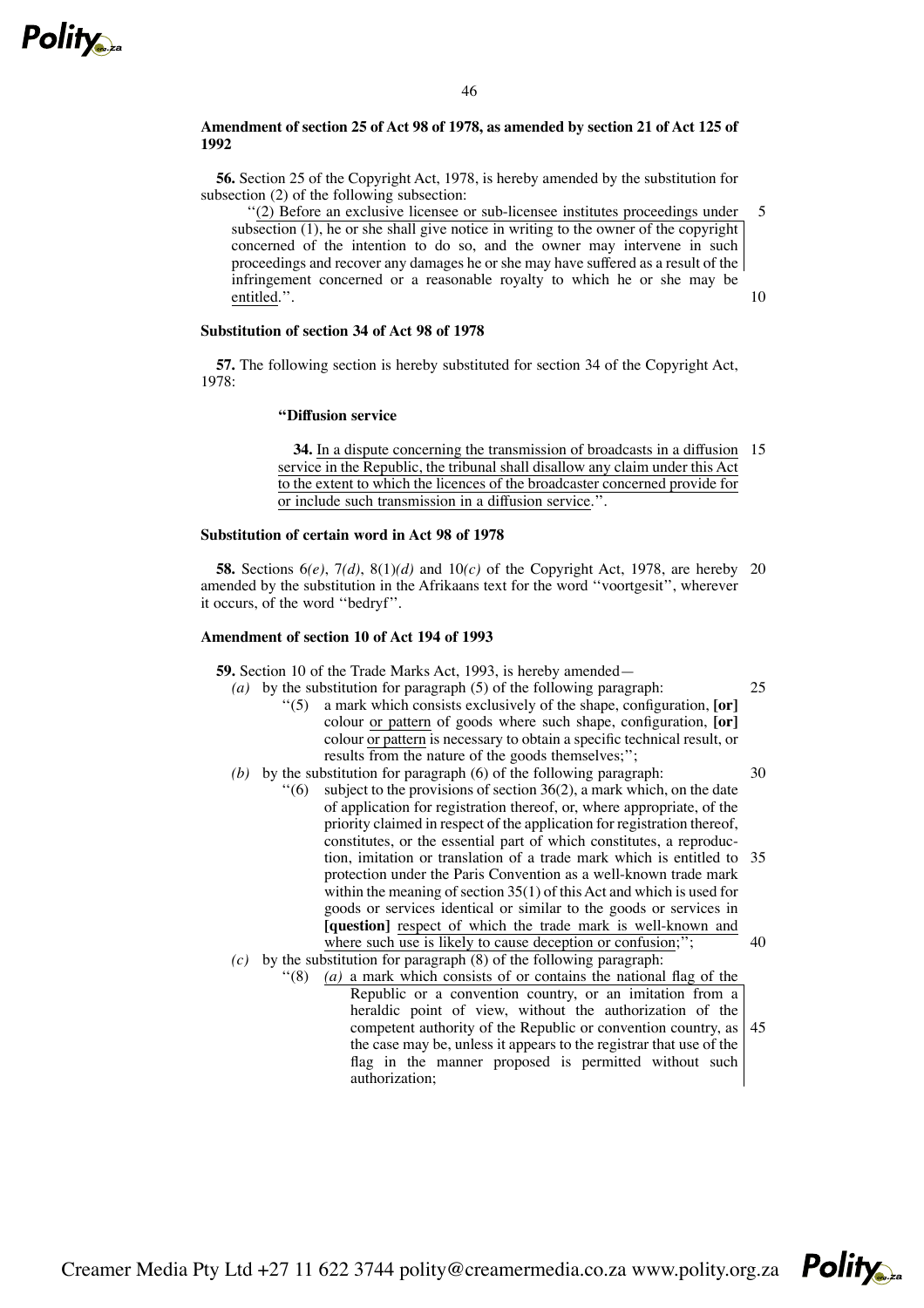**Amendment of section 25 of Act 98 of 1978, as amended by section 21 of Act 125 of 1992**

**56.** Section 25 of the Copyright Act, 1978, is hereby amended by the substitution for subsection (2) of the following subsection:

''(2) Before an exclusive licensee or sub-licensee institutes proceedings under subsection (1), he or she shall give notice in writing to the owner of the copyright concerned of the intention to do so, and the owner may intervene in such proceedings and recover any damages he or she may have suffered as a result of the infringement concerned or a reasonable royalty to which he or she may be entitled.''.

**Substitution of section 34 of Act 98 of 1978**

**57.** The following section is hereby substituted for section 34 of the Copyright Act, 1978:

**''Diffusion service**

**34.** In a dispute concerning the transmission of broadcasts in a diffusion service in the Republic, the tribunal shall disallow any claim under this Act to the extent to which the licences of the broadcaster concerned provide for or include such transmission in a diffusion service.''.

**Substitution of certain word in Act 98 of 1978**

**58.** Sections 6*(e)*, 7*(d)*, 8(1)*(d)* and 10*(c)* of the Copyright Act, 1978, are hereby amended by the substitution in the Afrikaans text for the word ''voortgesit'', wherever it occurs, of the word ''bedryf''.

**Amendment of section 10 of Act 194 of 1993**

**59.** Section 10 of the Trade Marks Act, 1993, is hereby amended—

*(a)* by the substitution for paragraph (5) of the following paragraph:

''(5) a mark which consists exclusively of the shape, configuration, **[or]** colour or pattern of goods where such shape, configuration, **[or]** colour or pattern is necessary to obtain a specific technical result, or results from the nature of the goods themselves;'';

*(b)* by the substitution for paragraph (6) of the following paragraph:

''(6) subject to the provisions of section 36(2), a mark which, on the date of application for registration thereof, or, where appropriate, of the priority claimed in respect of the application for registration thereof, constitutes, or the essential part of which constitutes, a reproduction, imitation or translation of a trade mark which is entitled to protection under the Paris Convention as a well-known trade mark within the meaning of section 35(1) of this Act and which is used for goods or services identical or similar to the goods or services in **[question]** respect of which the trade mark is well-known and where such use is likely to cause deception or confusion;'';

*(c)* by the substitution for paragraph (8) of the following paragraph:

''(8) *(a)* a mark which consists of or contains the national flag of the Republic or a convention country, or an imitation from a heraldic point of view, without the authorization of the competent authority of the Republic or convention country, as the case may be, unless it appears to the registrar that use of the flag in the manner proposed is permitted without such authorization;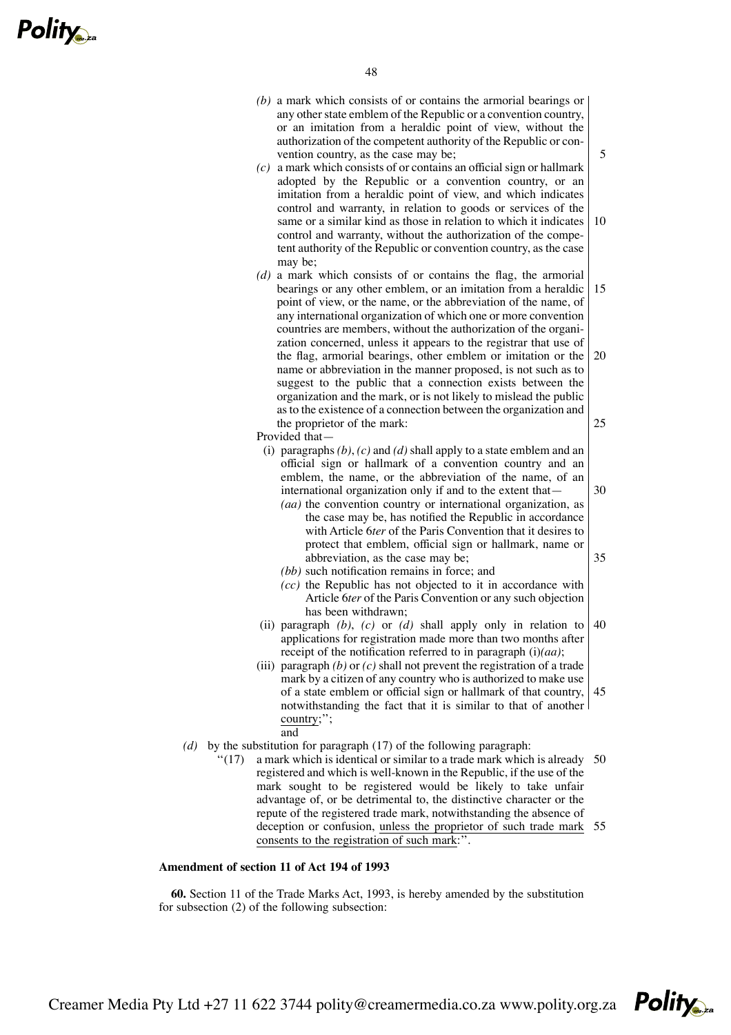*(b)* a mark which consists of or contains the armorial bearings or any other state emblem of the Republic or a convention country, or an imitation from a heraldic point of view, without the authorization of the competent authority of the Republic or convention country, as the case may be;

*(c)* a mark which consists of or contains an official sign or hallmark adopted by the Republic or a convention country, or an imitation from a heraldic point of view, and which indicates control and warranty, in relation to goods or services of the same or a similar kind as those in relation to which it indicates control and warranty, without the authorization of the competent authority of the Republic or convention country, as the case may be;

*(d)* a mark which consists of or contains the flag, the armorial bearings or any other emblem, or an imitation from a heraldic point of view, or the name, or the abbreviation of the name, of any international organization of which one or more convention countries are members, without the authorization of the organization concerned, unless it appears to the registrar that use of the flag, armorial bearings, other emblem or imitation or the name or abbreviation in the manner proposed, is not such as to suggest to the public that a connection exists between the organization and the mark, or is not likely to mislead the public as to the existence of a connection between the organization and the proprietor of the mark:

Provided that—

(i) paragraphs *(b)*, *(c)* and *(d)* shall apply to a state emblem and an official sign or hallmark of a convention country and an emblem, the name, or the abbreviation of the name, of an international organization only if and to the extent that—

*(aa)* the convention country or international organization, as the case may be, has notified the Republic in accordance with Article 6*ter* of the Paris Convention that it desires to protect that emblem, official sign or hallmark, name or abbreviation, as the case may be;

*(bb)* such notification remains in force; and

*(cc)* the Republic has not objected to it in accordance with Article 6*ter* of the Paris Convention or any such objection has been withdrawn;

(ii) paragraph *(b)*, *(c)* or *(d)* shall apply only in relation to applications for registration made more than two months after receipt of the notification referred to in paragraph (i)*(aa)*;

(iii) paragraph *(b)* or *(c)* shall not prevent the registration of a trade mark by a citizen of any country who is authorized to make use of a state emblem or official sign or hallmark of that country, notwithstanding the fact that it is similar to that of another country;";

and

*(d)* by the substitution for paragraph (17) of the following paragraph:

"(17) a mark which is identical or similar to a trade mark which is already registered and which is well-known in the Republic, if the use of the mark sought to be registered would be likely to take unfair advantage of, or be detrimental to, the distinctive character or the repute of the registered trade mark, notwithstanding the absence of deception or confusion, unless the proprietor of such trade mark consents to the registration of such mark:".

**Amendment of section 11 of Act 194 of 1993**

**60.** Section 11 of the Trade Marks Act, 1993, is hereby amended by the substitution for subsection (2) of the following subsection: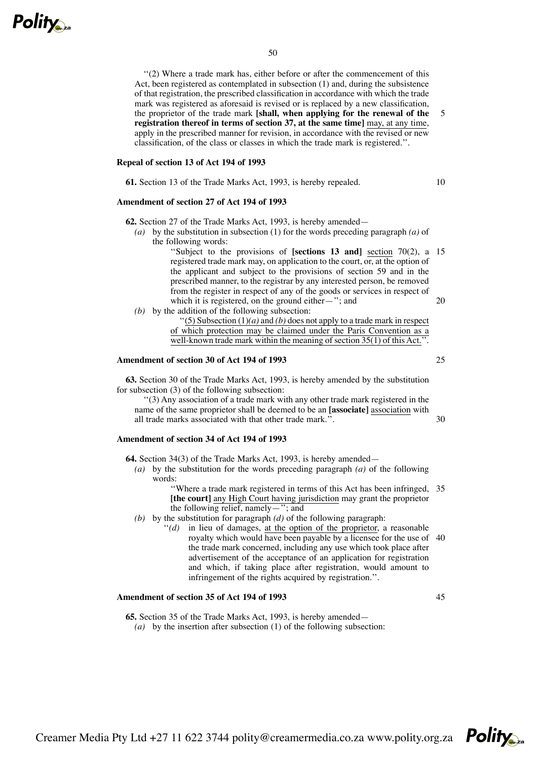''(2) Where a trade mark has, either before or after the commencement of this Act, been registered as contemplated in subsection (1) and, during the subsistence of that registration, the prescribed classification in accordance with which the trade mark was registered as aforesaid is revised or is replaced by a new classification, the proprietor of the trade mark **[shall, when applying for the renewal of the registration thereof in terms of section 37, at the same time]** <u>may, at any time</u>, apply in the prescribed manner for revision, in accordance with the revised or new classification, of the class or classes in which the trade mark is registered.''.

**Repeal of section 13 of Act 194 of 1993**

**61.** Section 13 of the Trade Marks Act, 1993, is hereby repealed.

**Amendment of section 27 of Act 194 of 1993**

**62.** Section 27 of the Trade Marks Act, 1993, is hereby amended—

*(a)* by the substitution in subsection (1) for the words preceding paragraph *(a)* of the following words:

''Subject to the provisions of **[sections 13 and]** <u>section</u> 70(2), a registered trade mark may, on application to the court, or, at the option of the applicant and subject to the provisions of section 59 and in the prescribed manner, to the registrar by any interested person, be removed from the register in respect of any of the goods or services in respect of which it is registered, on the ground either—''; and

*(b)* by the addition of the following subsection:

''<u>(5) Subsection (1)*(a)* and *(b)* does not apply to a trade mark in respect of which protection may be claimed under the Paris Convention as a well-known trade mark within the meaning of section 35(1) of this Act.</u>''.

**Amendment of section 30 of Act 194 of 1993**

**63.** Section 30 of the Trade Marks Act, 1993, is hereby amended by the substitution for subsection (3) of the following subsection:

''(3) Any association of a trade mark with any other trade mark registered in the name of the same proprietor shall be deemed to be an **[associate]** <u>association</u> with all trade marks associated with that other trade mark.''.

**Amendment of section 34 of Act 194 of 1993**

**64.** Section 34(3) of the Trade Marks Act, 1993, is hereby amended—

*(a)* by the substitution for the words preceding paragraph *(a)* of the following words:

''Where a trade mark registered in terms of this Act has been infringed, **[the court]** <u>any High Court having jurisdiction</u> may grant the proprietor the following relief, namely—''; and

*(b)* by the substitution for paragraph *(d)* of the following paragraph:

''*(d)* in lieu of damages, <u>at the option of the proprietor</u>, a reasonable royalty which would have been payable by a licensee for the use of the trade mark concerned, including any use which took place after advertisement of the acceptance of an application for registration and which, if taking place after registration, would amount to infringement of the rights acquired by registration.''.

**Amendment of section 35 of Act 194 of 1993**

**65.** Section 35 of the Trade Marks Act, 1993, is hereby amended—

*(a)* by the insertion after subsection (1) of the following subsection: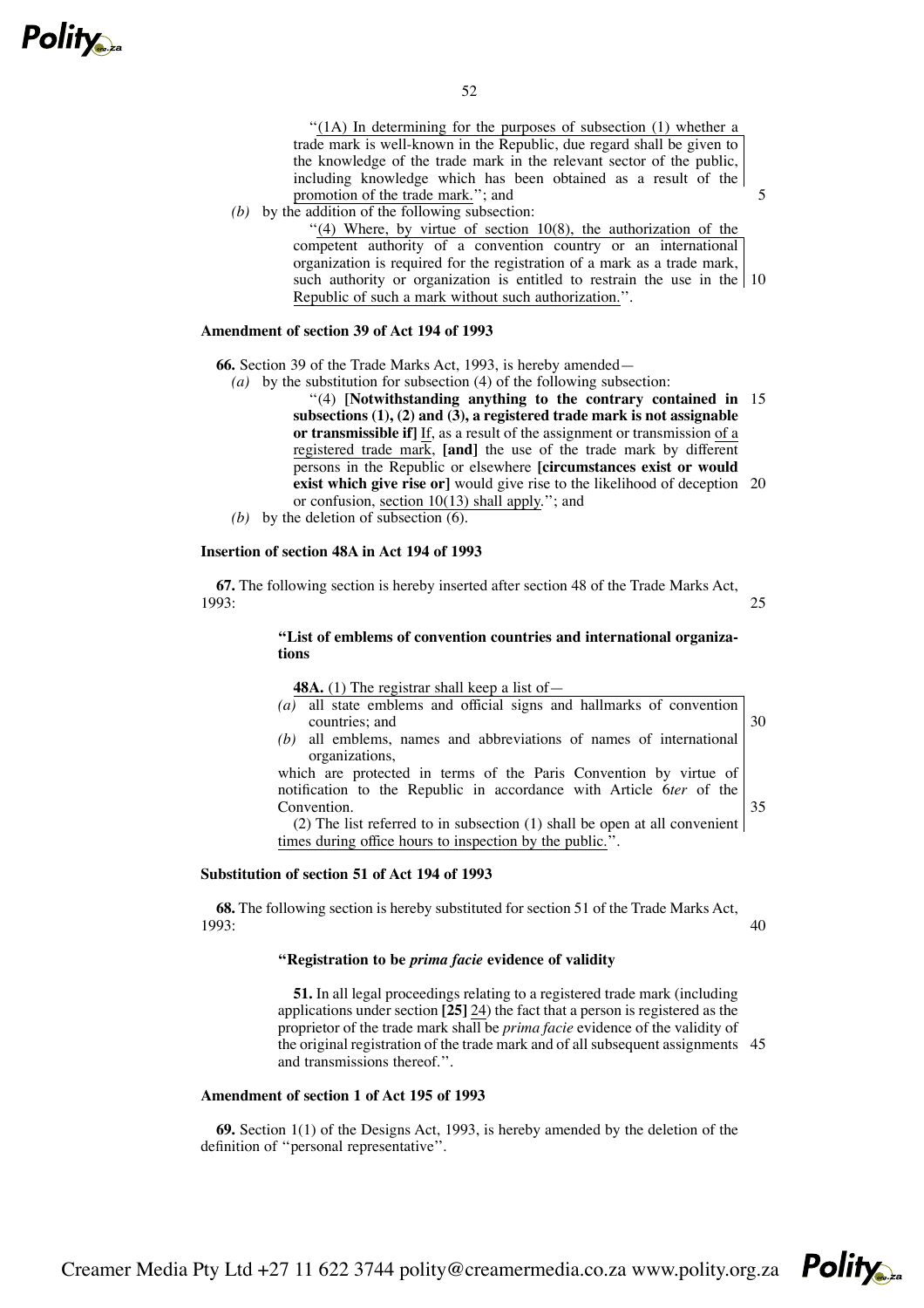"(1A) In determining for the purposes of subsection (1) whether a trade mark is well-known in the Republic, due regard shall be given to the knowledge of the trade mark in the relevant sector of the public, including knowledge which has been obtained as a result of the promotion of the trade mark."; and

*(b)* by the addition of the following subsection:

"(4) Where, by virtue of section 10(8), the authorization of the competent authority of a convention country or an international organization is required for the registration of a mark as a trade mark, such authority or organization is entitled to restrain the use in the Republic of such a mark without such authorization.".

**Amendment of section 39 of Act 194 of 1993**

**66.** Section 39 of the Trade Marks Act, 1993, is hereby amended—

*(a)* by the substitution for subsection (4) of the following subsection:

"(4) **[Notwithstanding anything to the contrary contained in subsections (1), (2) and (3), a registered trade mark is not assignable or transmissible if]** If, as a result of the assignment or transmission of a registered trade mark, **[and]** the use of the trade mark by different persons in the Republic or elsewhere **[circumstances exist or would exist which give rise or]** would give rise to the likelihood of deception or confusion, section 10(13) shall apply."; and

*(b)* by the deletion of subsection (6).

**Insertion of section 48A in Act 194 of 1993**

**67.** The following section is hereby inserted after section 48 of the Trade Marks Act, 1993:

**"List of emblems of convention countries and international organizations**

**48A.** (1) The registrar shall keep a list of—

*(a)* all state emblems and official signs and hallmarks of convention countries; and

*(b)* all emblems, names and abbreviations of names of international organizations,

which are protected in terms of the Paris Convention by virtue of notification to the Republic in accordance with Article 6*ter* of the Convention.

(2) The list referred to in subsection (1) shall be open at all convenient times during office hours to inspection by the public.".

**Substitution of section 51 of Act 194 of 1993**

**68.** The following section is hereby substituted for section 51 of the Trade Marks Act, 1993:

**"Registration to be *prima facie* evidence of validity**

**51.** In all legal proceedings relating to a registered trade mark (including applications under section **[25]** 24) the fact that a person is registered as the proprietor of the trade mark shall be *prima facie* evidence of the validity of the original registration of the trade mark and of all subsequent assignments and transmissions thereof.".

**Amendment of section 1 of Act 195 of 1993**

**69.** Section 1(1) of the Designs Act, 1993, is hereby amended by the deletion of the definition of "personal representative".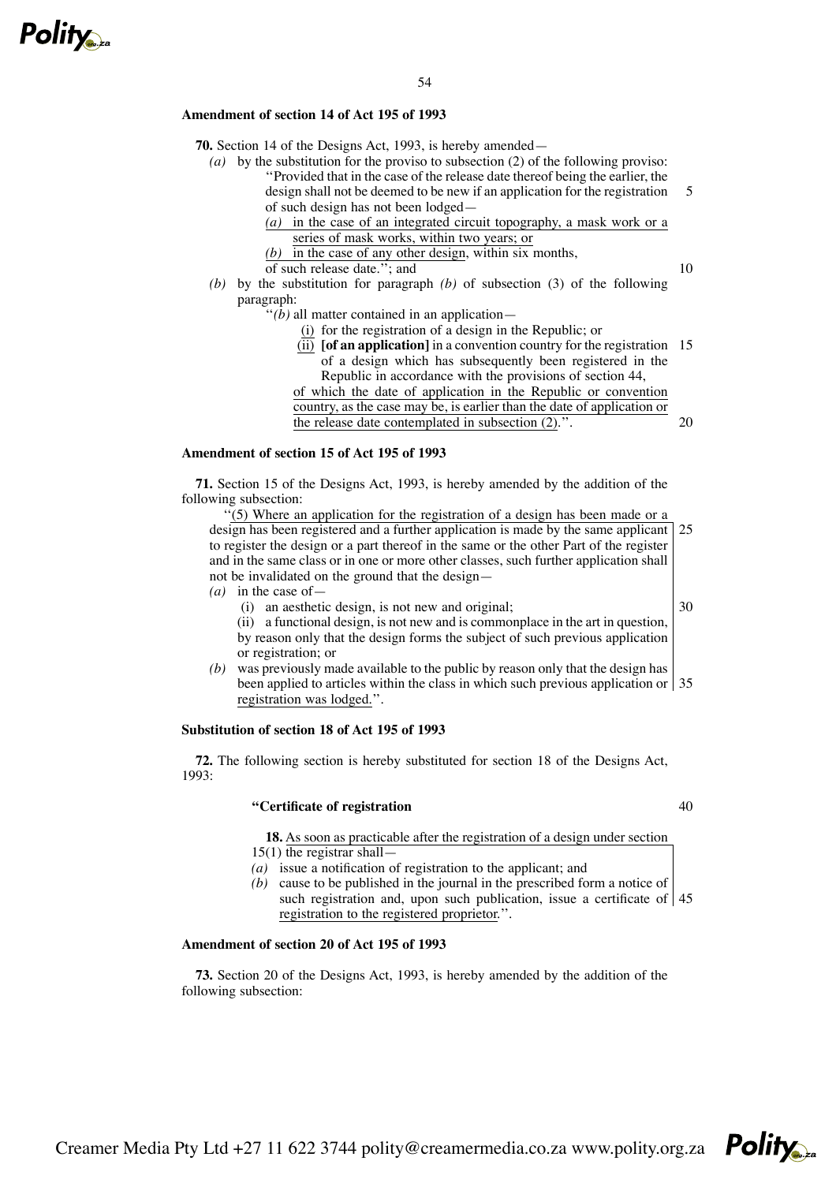### Amendment of section 14 of Act 195 of 1993

**70.** Section 14 of the Designs Act, 1993, is hereby amended—

*(a)* by the substitution for the proviso to subsection (2) of the following proviso:

''Provided that in the case of the release date thereof being the earlier, the design shall not be deemed to be new if an application for the registration of such design has not been lodged—

*(a)* in the case of an integrated circuit topography, a mask work or a series of mask works, within two years; or

*(b)* in the case of any other design, within six months,

of such release date.''; and

*(b)* by the substitution for paragraph *(b)* of subsection (3) of the following paragraph:

''*(b)* all matter contained in an application—

(i) for the registration of a design in the Republic; or

(ii) **[of an application]** in a convention country for the registration of a design which has subsequently been registered in the Republic in accordance with the provisions of section 44,

of which the date of application in the Republic or convention country, as the case may be, is earlier than the date of application or the release date contemplated in subsection (2).''.

### Amendment of section 15 of Act 195 of 1993

**71.** Section 15 of the Designs Act, 1993, is hereby amended by the addition of the following subsection:

''(5) Where an application for the registration of a design has been made or a design has been registered and a further application is made by the same applicant to register the design or a part thereof in the same or the other Part of the register and in the same class or in one or more other classes, such further application shall not be invalidated on the ground that the design—

*(a)* in the case of—

(i) an aesthetic design, is not new and original;

(ii) a functional design, is not new and is commonplace in the art in question,

by reason only that the design forms the subject of such previous application or registration; or

*(b)* was previously made available to the public by reason only that the design has been applied to articles within the class in which such previous application or registration was lodged.''.

### Substitution of section 18 of Act 195 of 1993

**72.** The following section is hereby substituted for section 18 of the Designs Act, 1993:

**''Certificate of registration**

**18.** As soon as practicable after the registration of a design under section 15(1) the registrar shall—

*(a)* issue a notification of registration to the applicant; and

*(b)* cause to be published in the journal in the prescribed form a notice of such registration and, upon such publication, issue a certificate of registration to the registered proprietor.''.

### Amendment of section 20 of Act 195 of 1993

**73.** Section 20 of the Designs Act, 1993, is hereby amended by the addition of the following subsection: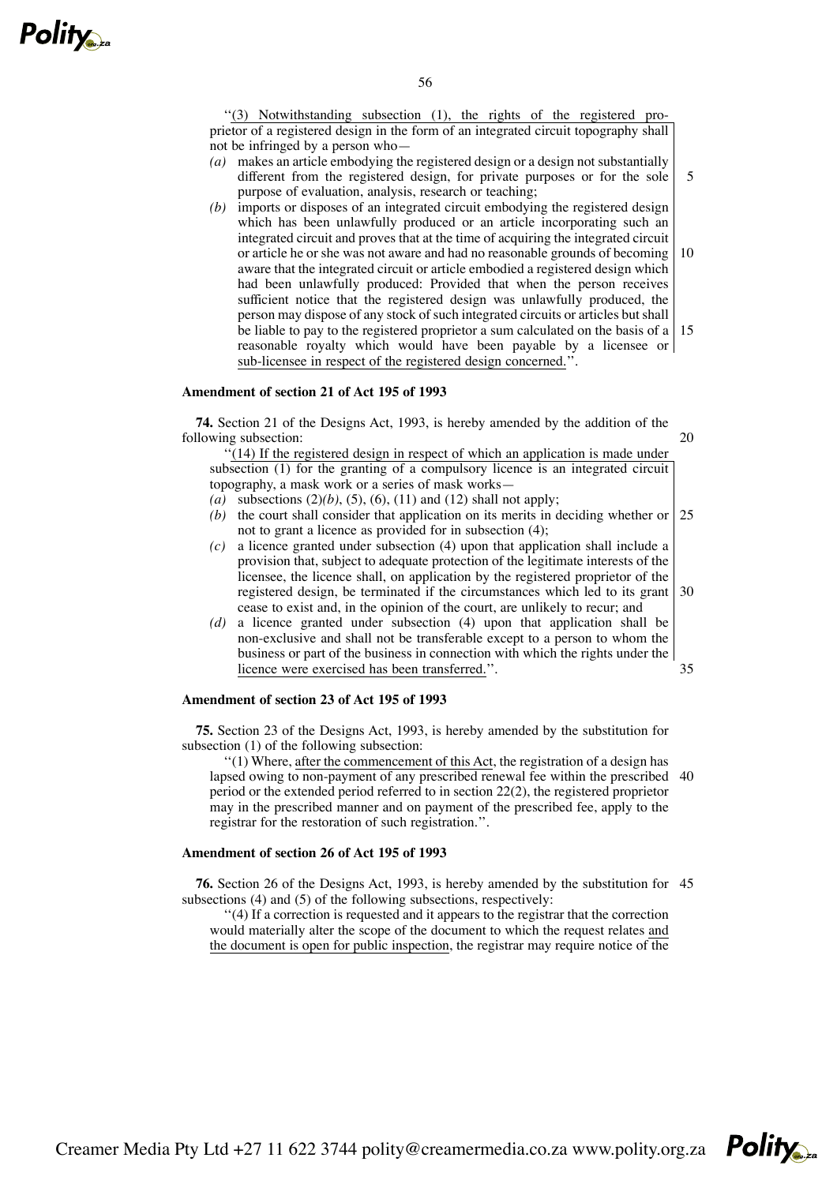"(3) Notwithstanding subsection (1), the rights of the registered proprietor of a registered design in the form of an integrated circuit topography shall not be infringed by a person who—

*(a)* makes an article embodying the registered design or a design not substantially different from the registered design, for private purposes or for the sole purpose of evaluation, analysis, research or teaching;

*(b)* imports or disposes of an integrated circuit embodying the registered design which has been unlawfully produced or an article incorporating such an integrated circuit and proves that at the time of acquiring the integrated circuit or article he or she was not aware and had no reasonable grounds of becoming aware that the integrated circuit or article embodied a registered design which had been unlawfully produced: Provided that when the person receives sufficient notice that the registered design was unlawfully produced, the person may dispose of any stock of such integrated circuits or articles but shall be liable to pay to the registered proprietor a sum calculated on the basis of a reasonable royalty which would have been payable by a licensee or sub-licensee in respect of the registered design concerned.".

### Amendment of section 21 of Act 195 of 1993

**74.** Section 21 of the Designs Act, 1993, is hereby amended by the addition of the following subsection:

"(14) If the registered design in respect of which an application is made under subsection (1) for the granting of a compulsory licence is an integrated circuit topography, a mask work or a series of mask works—

*(a)* subsections (2)*(b)*, (5), (6), (11) and (12) shall not apply;

*(b)* the court shall consider that application on its merits in deciding whether or not to grant a licence as provided for in subsection (4);

*(c)* a licence granted under subsection (4) upon that application shall include a provision that, subject to adequate protection of the legitimate interests of the licensee, the licence shall, on application by the registered proprietor of the registered design, be terminated if the circumstances which led to its grant cease to exist and, in the opinion of the court, are unlikely to recur; and

*(d)* a licence granted under subsection (4) upon that application shall be non-exclusive and shall not be transferable except to a person to whom the business or part of the business in connection with which the rights under the licence were exercised has been transferred.".

### Amendment of section 23 of Act 195 of 1993

**75.** Section 23 of the Designs Act, 1993, is hereby amended by the substitution for subsection (1) of the following subsection:

"(1) Where, after the commencement of this Act, the registration of a design has lapsed owing to non-payment of any prescribed renewal fee within the prescribed period or the extended period referred to in section 22(2), the registered proprietor may in the prescribed manner and on payment of the prescribed fee, apply to the registrar for the restoration of such registration.".

### Amendment of section 26 of Act 195 of 1993

**76.** Section 26 of the Designs Act, 1993, is hereby amended by the substitution for subsections (4) and (5) of the following subsections, respectively:

"(4) If a correction is requested and it appears to the registrar that the correction would materially alter the scope of the document to which the request relates and the document is open for public inspection, the registrar may require notice of the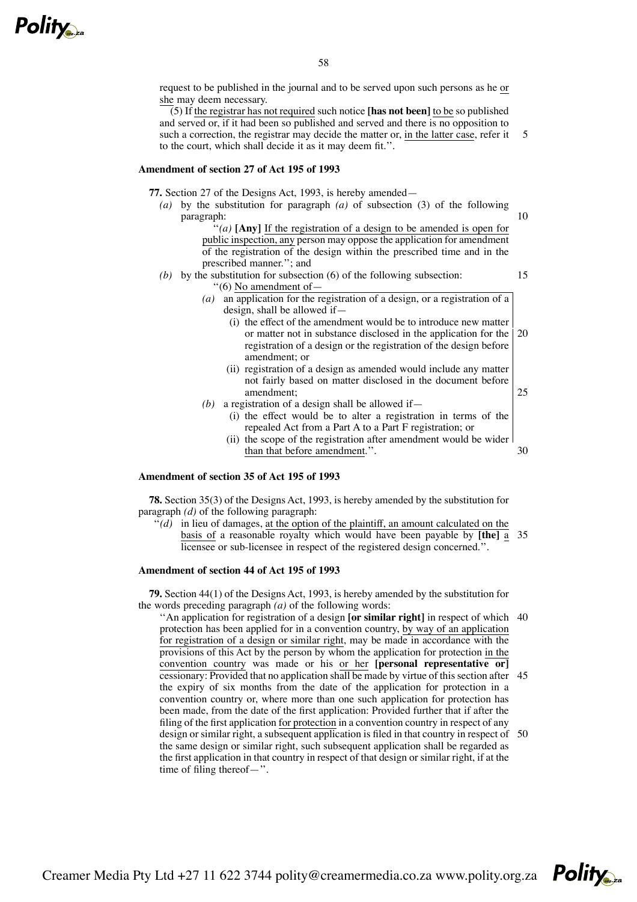request to be published in the journal and to be served upon such persons as he or she may deem necessary.

(5) If the registrar has not required such notice **[has not been]** to be so published and served or, if it had been so published and served and there is no opposition to such a correction, the registrar may decide the matter or, in the latter case, refer it to the court, which shall decide it as it may deem fit.''.

**Amendment of section 27 of Act 195 of 1993**

**77.** Section 27 of the Designs Act, 1993, is hereby amended—

*(a)* by the substitution for paragraph *(a)* of subsection (3) of the following paragraph:

''*(a)* **[Any]** If the registration of a design to be amended is open for public inspection, any person may oppose the application for amendment of the registration of the design within the prescribed time and in the prescribed manner.''; and

*(b)* by the substitution for subsection (6) of the following subsection:

''(6) No amendment of—

*(a)* an application for the registration of a design, or a registration of a design, shall be allowed if—

(i) the effect of the amendment would be to introduce new matter or matter not in substance disclosed in the application for the registration of a design or the registration of the design before amendment; or

(ii) registration of a design as amended would include any matter not fairly based on matter disclosed in the document before amendment;

*(b)* a registration of a design shall be allowed if—

(i) the effect would be to alter a registration in terms of the repealed Act from a Part A to a Part F registration; or

(ii) the scope of the registration after amendment would be wider than that before amendment.''.

**Amendment of section 35 of Act 195 of 1993**

**78.** Section 35(3) of the Designs Act, 1993, is hereby amended by the substitution for paragraph *(d)* of the following paragraph:

''*(d)* in lieu of damages, at the option of the plaintiff, an amount calculated on the basis of a reasonable royalty which would have been payable by **[the]** a licensee or sub-licensee in respect of the registered design concerned.''.

**Amendment of section 44 of Act 195 of 1993**

**79.** Section 44(1) of the Designs Act, 1993, is hereby amended by the substitution for the words preceding paragraph *(a)* of the following words:

''An application for registration of a design **[or similar right]** in respect of which protection has been applied for in a convention country, by way of an application for registration of a design or similar right, may be made in accordance with the provisions of this Act by the person by whom the application for protection in the convention country was made or his or her **[personal representative or]** cessionary: Provided that no application shall be made by virtue of this section after the expiry of six months from the date of the application for protection in a convention country or, where more than one such application for protection has been made, from the date of the first application: Provided further that if after the filing of the first application for protection in a convention country in respect of any design or similar right, a subsequent application is filed in that country in respect of the same design or similar right, such subsequent application shall be regarded as the first application in that country in respect of that design or similar right, if at the time of filing thereof—''.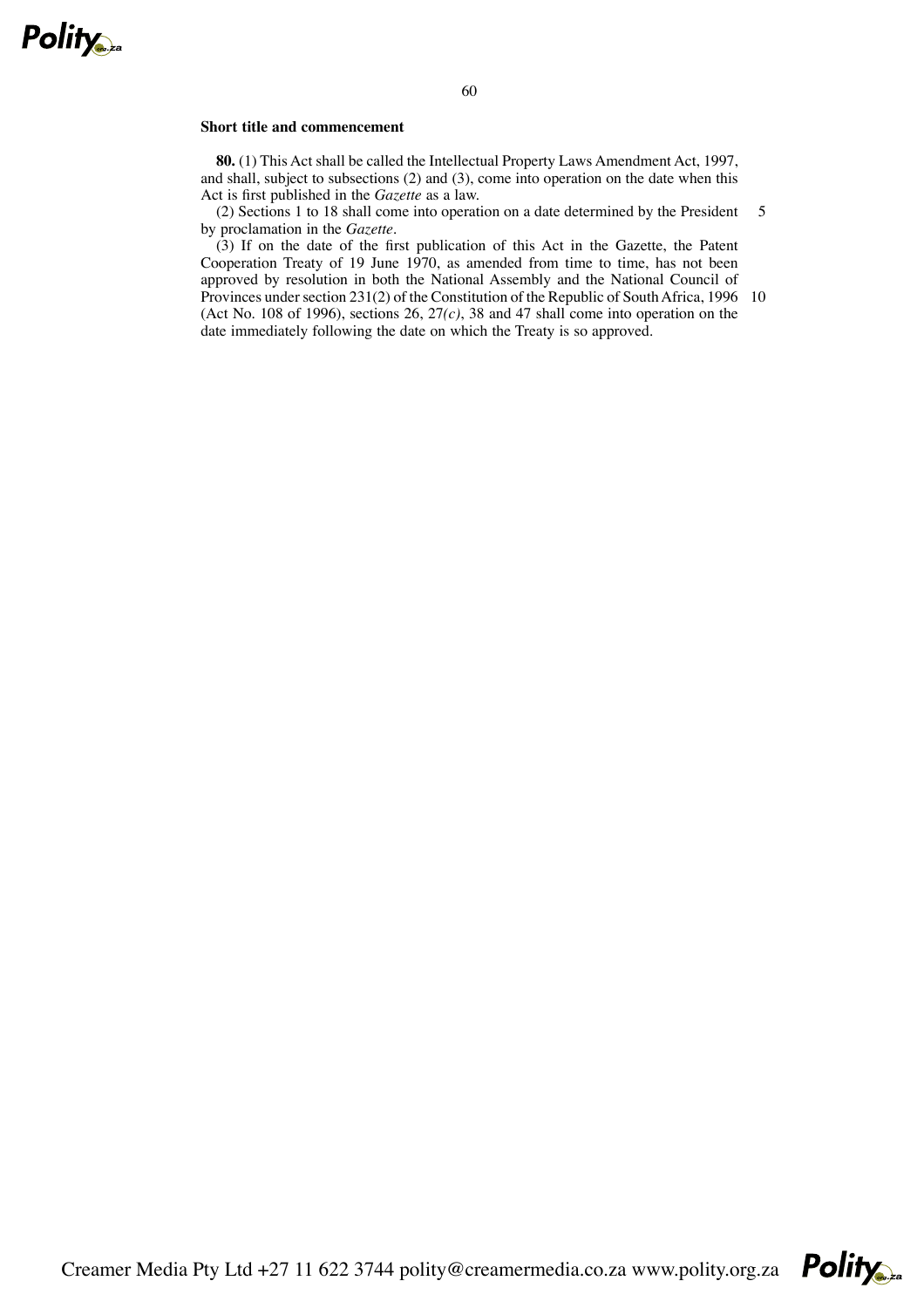**Short title and commencement**

**80.** (1) This Act shall be called the Intellectual Property Laws Amendment Act, 1997, and shall, subject to subsections (2) and (3), come into operation on the date when this Act is first published in the *Gazette* as a law.

(2) Sections 1 to 18 shall come into operation on a date determined by the President by proclamation in the *Gazette*.

(3) If on the date of the first publication of this Act in the Gazette, the Patent Cooperation Treaty of 19 June 1970, as amended from time to time, has not been approved by resolution in both the National Assembly and the National Council of Provinces under section 231(2) of the Constitution of the Republic of South Africa, 1996 (Act No. 108 of 1996), sections 26, 27*(c)*, 38 and 47 shall come into operation on the date immediately following the date on which the Treaty is so approved.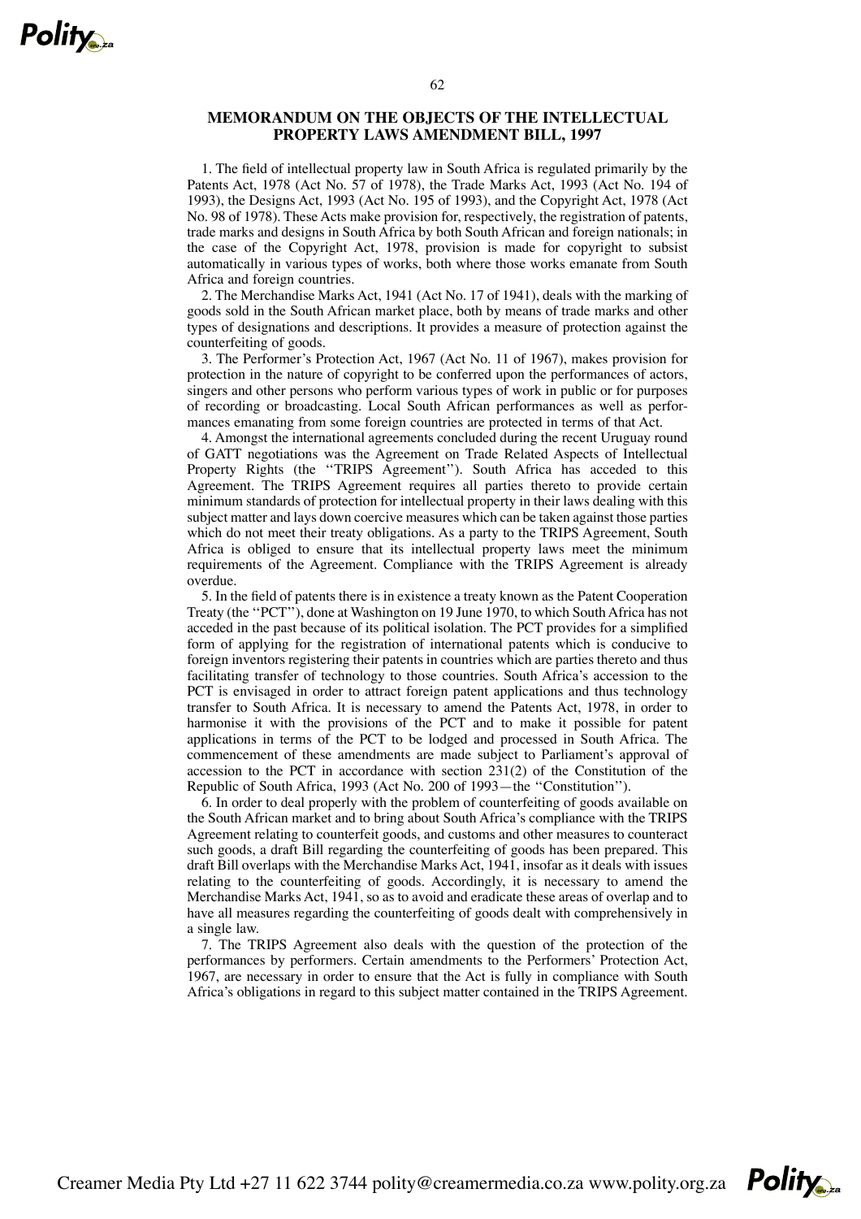## MEMORANDUM ON THE OBJECTS OF THE INTELLECTUAL PROPERTY LAWS AMENDMENT BILL, 1997

1. The field of intellectual property law in South Africa is regulated primarily by the Patents Act, 1978 (Act No. 57 of 1978), the Trade Marks Act, 1993 (Act No. 194 of 1993), the Designs Act, 1993 (Act No. 195 of 1993), and the Copyright Act, 1978 (Act No. 98 of 1978). These Acts make provision for, respectively, the registration of patents, trade marks and designs in South Africa by both South African and foreign nationals; in the case of the Copyright Act, 1978, provision is made for copyright to subsist automatically in various types of works, both where those works emanate from South Africa and foreign countries.

2. The Merchandise Marks Act, 1941 (Act No. 17 of 1941), deals with the marking of goods sold in the South African market place, both by means of trade marks and other types of designations and descriptions. It provides a measure of protection against the counterfeiting of goods.

3. The Performer's Protection Act, 1967 (Act No. 11 of 1967), makes provision for protection in the nature of copyright to be conferred upon the performances of actors, singers and other persons who perform various types of work in public or for purposes of recording or broadcasting. Local South African performances as well as performances emanating from some foreign countries are protected in terms of that Act.

4. Amongst the international agreements concluded during the recent Uruguay round of GATT negotiations was the Agreement on Trade Related Aspects of Intellectual Property Rights (the ''TRIPS Agreement''). South Africa has acceded to this Agreement. The TRIPS Agreement requires all parties thereto to provide certain minimum standards of protection for intellectual property in their laws dealing with this subject matter and lays down coercive measures which can be taken against those parties which do not meet their treaty obligations. As a party to the TRIPS Agreement, South Africa is obliged to ensure that its intellectual property laws meet the minimum requirements of the Agreement. Compliance with the TRIPS Agreement is already overdue.

5. In the field of patents there is in existence a treaty known as the Patent Cooperation Treaty (the ''PCT''), done at Washington on 19 June 1970, to which South Africa has not acceded in the past because of its political isolation. The PCT provides for a simplified form of applying for the registration of international patents which is conducive to foreign inventors registering their patents in countries which are parties thereto and thus facilitating transfer of technology to those countries. South Africa's accession to the PCT is envisaged in order to attract foreign patent applications and thus technology transfer to South Africa. It is necessary to amend the Patents Act, 1978, in order to harmonise it with the provisions of the PCT and to make it possible for patent applications in terms of the PCT to be lodged and processed in South Africa. The commencement of these amendments are made subject to Parliament's approval of accession to the PCT in accordance with section 231(2) of the Constitution of the Republic of South Africa, 1993 (Act No. 200 of 1993—the ''Constitution'').

6. In order to deal properly with the problem of counterfeiting of goods available on the South African market and to bring about South Africa's compliance with the TRIPS Agreement relating to counterfeit goods, and customs and other measures to counteract such goods, a draft Bill regarding the counterfeiting of goods has been prepared. This draft Bill overlaps with the Merchandise Marks Act, 1941, insofar as it deals with issues relating to the counterfeiting of goods. Accordingly, it is necessary to amend the Merchandise Marks Act, 1941, so as to avoid and eradicate these areas of overlap and to have all measures regarding the counterfeiting of goods dealt with comprehensively in a single law.

7. The TRIPS Agreement also deals with the question of the protection of the performances by performers. Certain amendments to the Performers' Protection Act, 1967, are necessary in order to ensure that the Act is fully in compliance with South Africa's obligations in regard to this subject matter contained in the TRIPS Agreement.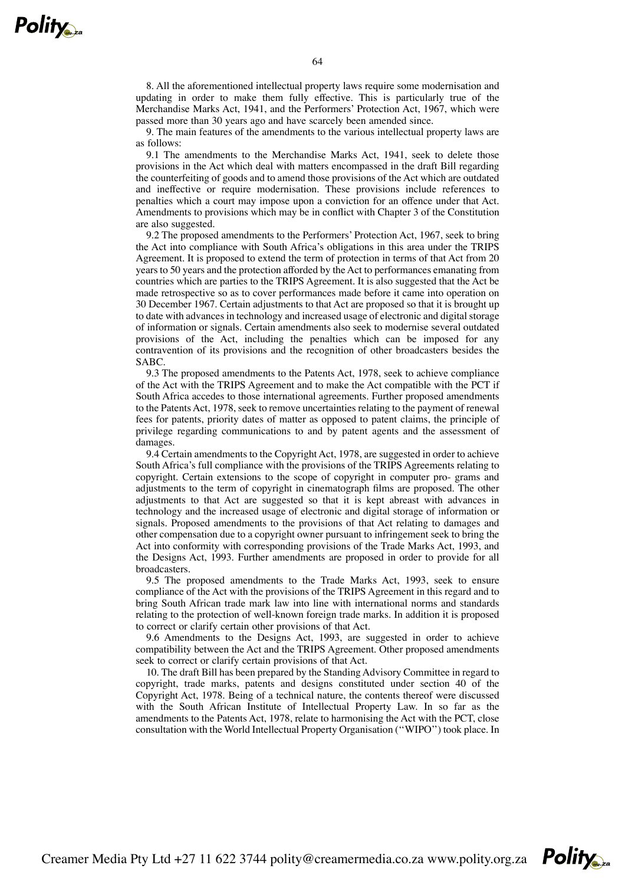8. All the aforementioned intellectual property laws require some modernisation and updating in order to make them fully effective. This is particularly true of the Merchandise Marks Act, 1941, and the Performers' Protection Act, 1967, which were passed more than 30 years ago and have scarcely been amended since.

9. The main features of the amendments to the various intellectual property laws are as follows:

9.1 The amendments to the Merchandise Marks Act, 1941, seek to delete those provisions in the Act which deal with matters encompassed in the draft Bill regarding the counterfeiting of goods and to amend those provisions of the Act which are outdated and ineffective or require modernisation. These provisions include references to penalties which a court may impose upon a conviction for an offence under that Act. Amendments to provisions which may be in conflict with Chapter 3 of the Constitution are also suggested.

9.2 The proposed amendments to the Performers' Protection Act, 1967, seek to bring the Act into compliance with South Africa's obligations in this area under the TRIPS Agreement. It is proposed to extend the term of protection in terms of that Act from 20 years to 50 years and the protection afforded by the Act to performances emanating from countries which are parties to the TRIPS Agreement. It is also suggested that the Act be made retrospective so as to cover performances made before it came into operation on 30 December 1967. Certain adjustments to that Act are proposed so that it is brought up to date with advances in technology and increased usage of electronic and digital storage of information or signals. Certain amendments also seek to modernise several outdated provisions of the Act, including the penalties which can be imposed for any contravention of its provisions and the recognition of other broadcasters besides the SABC.

9.3 The proposed amendments to the Patents Act, 1978, seek to achieve compliance of the Act with the TRIPS Agreement and to make the Act compatible with the PCT if South Africa accedes to those international agreements. Further proposed amendments to the Patents Act, 1978, seek to remove uncertainties relating to the payment of renewal fees for patents, priority dates of matter as opposed to patent claims, the principle of privilege regarding communications to and by patent agents and the assessment of damages.

9.4 Certain amendments to the Copyright Act, 1978, are suggested in order to achieve South Africa's full compliance with the provisions of the TRIPS Agreements relating to copyright. Certain extensions to the scope of copyright in computer pro- grams and adjustments to the term of copyright in cinematograph films are proposed. The other adjustments to that Act are suggested so that it is kept abreast with advances in technology and the increased usage of electronic and digital storage of information or signals. Proposed amendments to the provisions of that Act relating to damages and other compensation due to a copyright owner pursuant to infringement seek to bring the Act into conformity with corresponding provisions of the Trade Marks Act, 1993, and the Designs Act, 1993. Further amendments are proposed in order to provide for all broadcasters.

9.5 The proposed amendments to the Trade Marks Act, 1993, seek to ensure compliance of the Act with the provisions of the TRIPS Agreement in this regard and to bring South African trade mark law into line with international norms and standards relating to the protection of well-known foreign trade marks. In addition it is proposed to correct or clarify certain other provisions of that Act.

9.6 Amendments to the Designs Act, 1993, are suggested in order to achieve compatibility between the Act and the TRIPS Agreement. Other proposed amendments seek to correct or clarify certain provisions of that Act.

10. The draft Bill has been prepared by the Standing Advisory Committee in regard to copyright, trade marks, patents and designs constituted under section 40 of the Copyright Act, 1978. Being of a technical nature, the contents thereof were discussed with the South African Institute of Intellectual Property Law. In so far as the amendments to the Patents Act, 1978, relate to harmonising the Act with the PCT, close consultation with the World Intellectual Property Organisation (''WIPO'') took place. In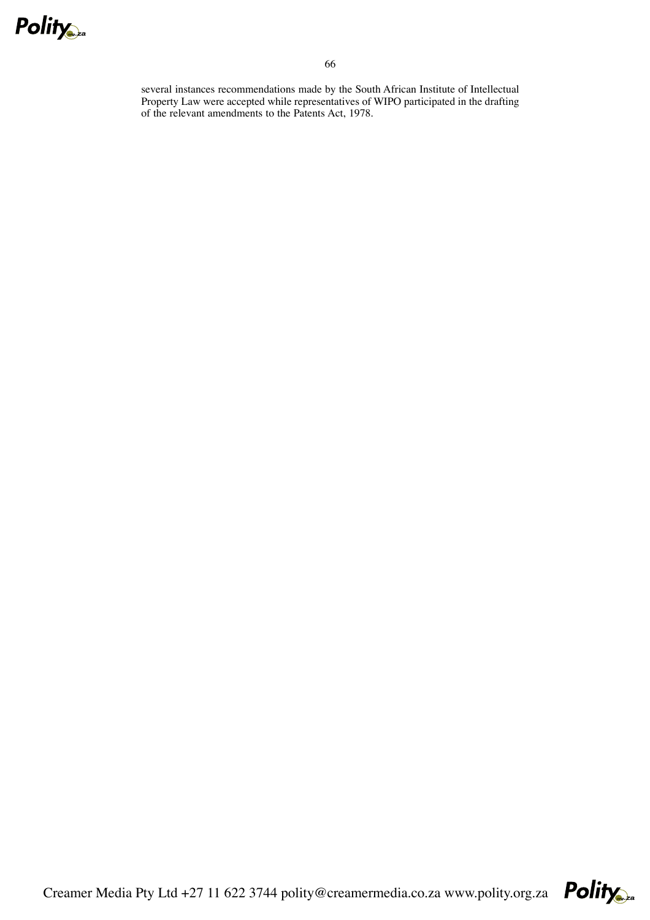several instances recommendations made by the South African Institute of Intellectual Property Law were accepted while representatives of WIPO participated in the drafting of the relevant amendments to the Patents Act, 1978.